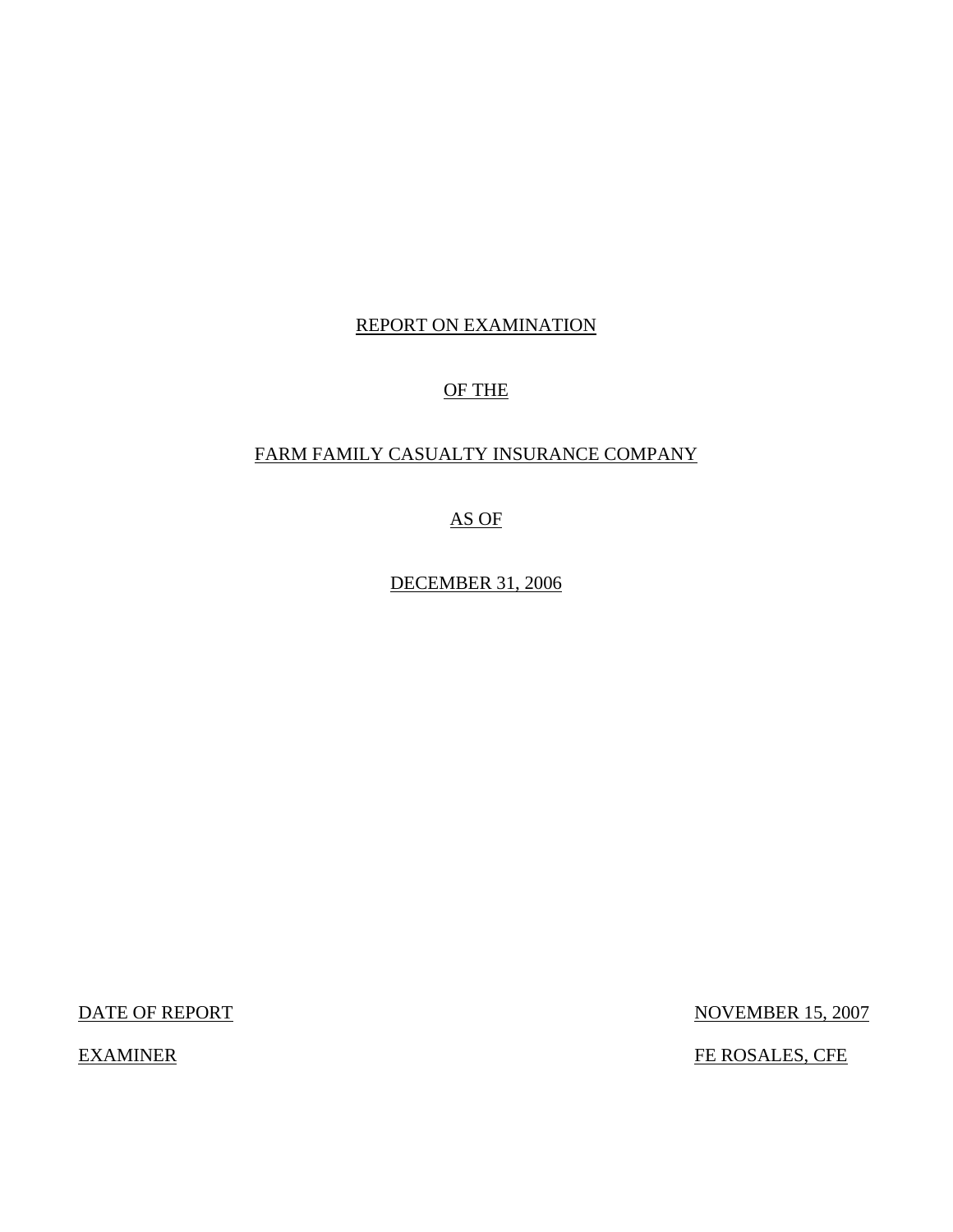# REPORT ON EXAMINATION

# OF THE

# FARM FAMILY CASUALTY INSURANCE COMPANY

# AS OF

# DECEMBER 31, 2006

DATE OF REPORT NOVEMBER 15, 2007

EXAMINER FE ROSALES, CFE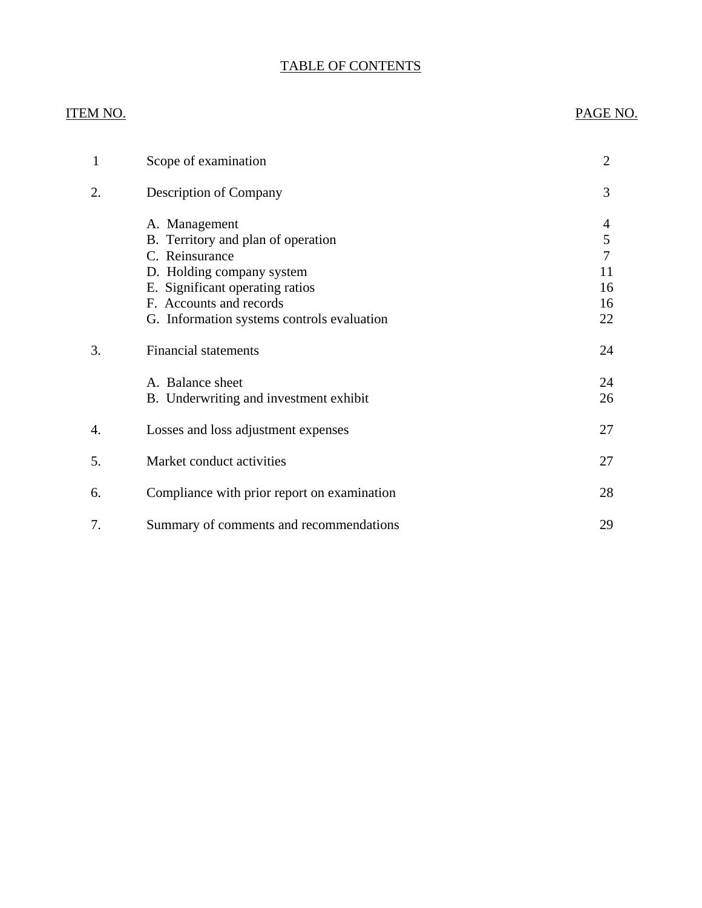# TABLE OF CONTENTS

| ITEM NO. | | PAGE NO. |
|---|---|---|
| 1 | Scope of examination | 2 |
| 2. | Description of Company | 3 |
| | A. Management | 4 |
| | B. Territory and plan of operation | 5 |
| | C. Reinsurance | 7 |
| | D. Holding company system | 11 |
| | E. Significant operating ratios | 16 |
| | F. Accounts and records | 16 |
| | G. Information systems controls evaluation | 22 |
| 3. | Financial statements | 24 |
| | A. Balance sheet | 24 |
| | B. Underwriting and investment exhibit | 26 |
| 4. | Losses and loss adjustment expenses | 27 |
| 5. | Market conduct activities | 27 |
| 6. | Compliance with prior report on examination | 28 |
| 7. | Summary of comments and recommendations | 29 |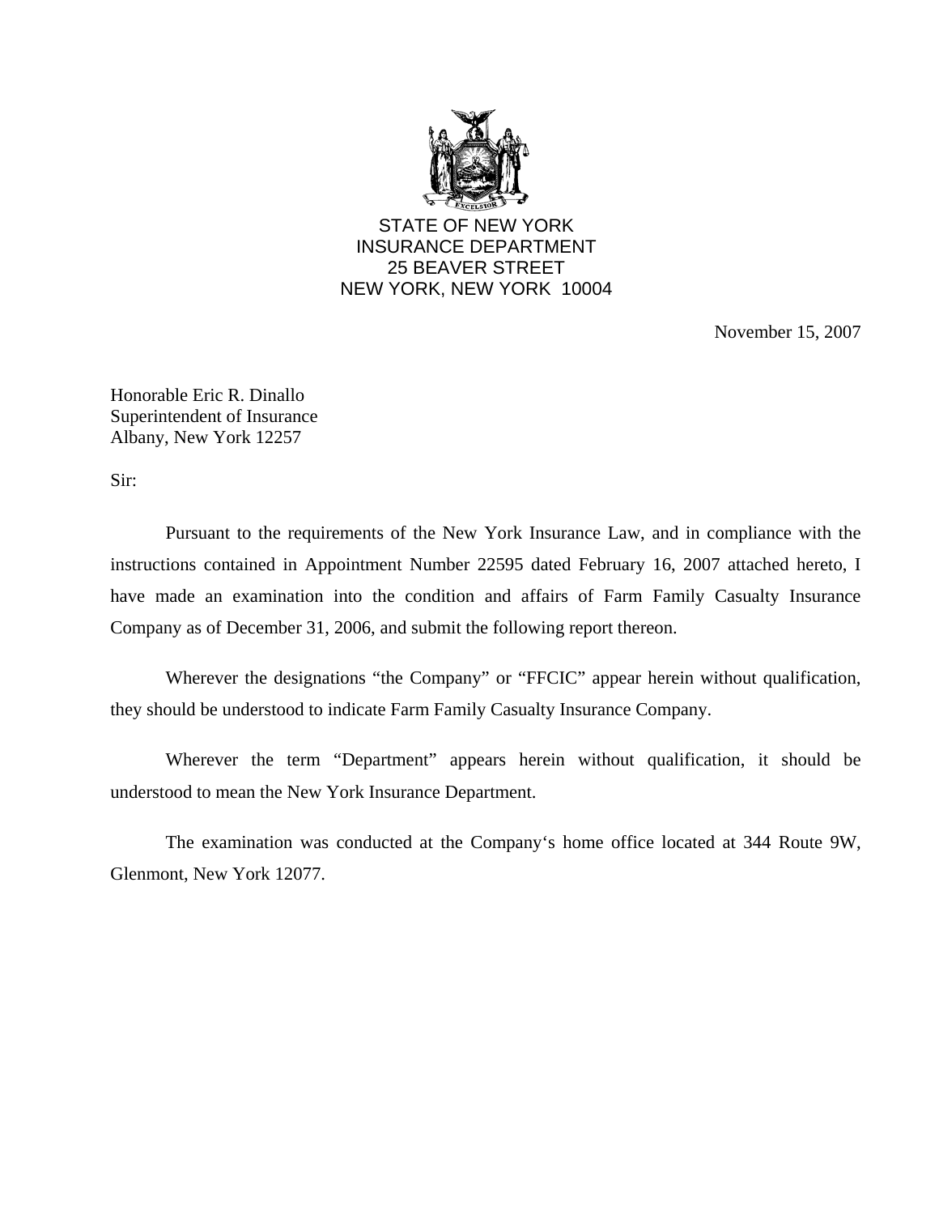STATE OF NEW YORK
INSURANCE DEPARTMENT
25 BEAVER STREET
NEW YORK, NEW YORK 10004

November 15, 2007

Honorable Eric R. Dinallo
Superintendent of Insurance
Albany, New York 12257

Sir:

Pursuant to the requirements of the New York Insurance Law, and in compliance with the instructions contained in Appointment Number 22595 dated February 16, 2007 attached hereto, I have made an examination into the condition and affairs of Farm Family Casualty Insurance Company as of December 31, 2006, and submit the following report thereon.

Wherever the designations "the Company" or "FFCIC" appear herein without qualification, they should be understood to indicate Farm Family Casualty Insurance Company.

Wherever the term "Department" appears herein without qualification, it should be understood to mean the New York Insurance Department.

The examination was conducted at the Company's home office located at 344 Route 9W, Glenmont, New York 12077.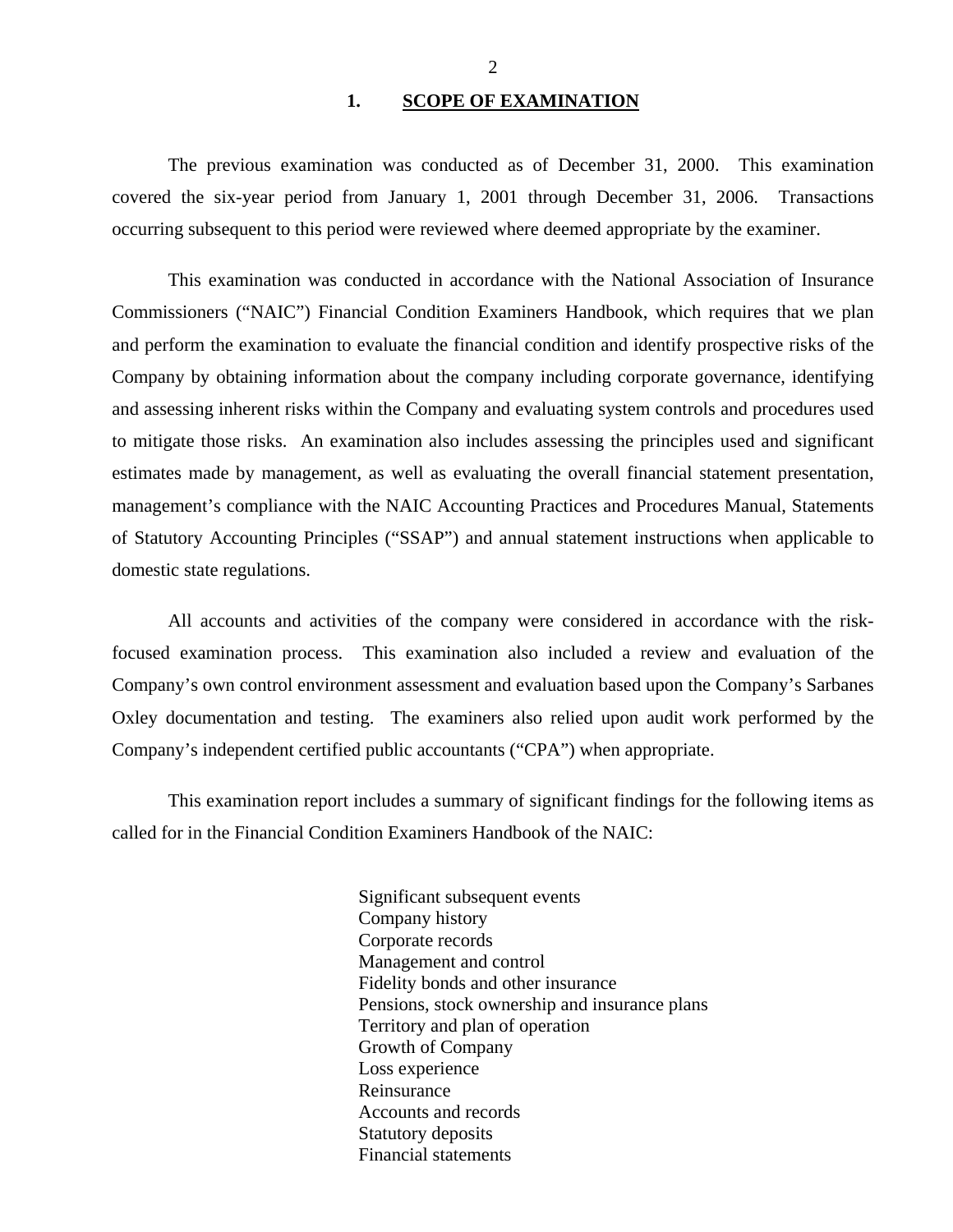## 1. SCOPE OF EXAMINATION

The previous examination was conducted as of December 31, 2000. This examination covered the six-year period from January 1, 2001 through December 31, 2006. Transactions occurring subsequent to this period were reviewed where deemed appropriate by the examiner.

This examination was conducted in accordance with the National Association of Insurance Commissioners ("NAIC") Financial Condition Examiners Handbook, which requires that we plan and perform the examination to evaluate the financial condition and identify prospective risks of the Company by obtaining information about the company including corporate governance, identifying and assessing inherent risks within the Company and evaluating system controls and procedures used to mitigate those risks. An examination also includes assessing the principles used and significant estimates made by management, as well as evaluating the overall financial statement presentation, management's compliance with the NAIC Accounting Practices and Procedures Manual, Statements of Statutory Accounting Principles ("SSAP") and annual statement instructions when applicable to domestic state regulations.

All accounts and activities of the company were considered in accordance with the risk-focused examination process. This examination also included a review and evaluation of the Company's own control environment assessment and evaluation based upon the Company's Sarbanes Oxley documentation and testing. The examiners also relied upon audit work performed by the Company's independent certified public accountants ("CPA") when appropriate.

This examination report includes a summary of significant findings for the following items as called for in the Financial Condition Examiners Handbook of the NAIC:

- Significant subsequent events
- Company history
- Corporate records
- Management and control
- Fidelity bonds and other insurance
- Pensions, stock ownership and insurance plans
- Territory and plan of operation
- Growth of Company
- Loss experience
- Reinsurance
- Accounts and records
- Statutory deposits
- Financial statements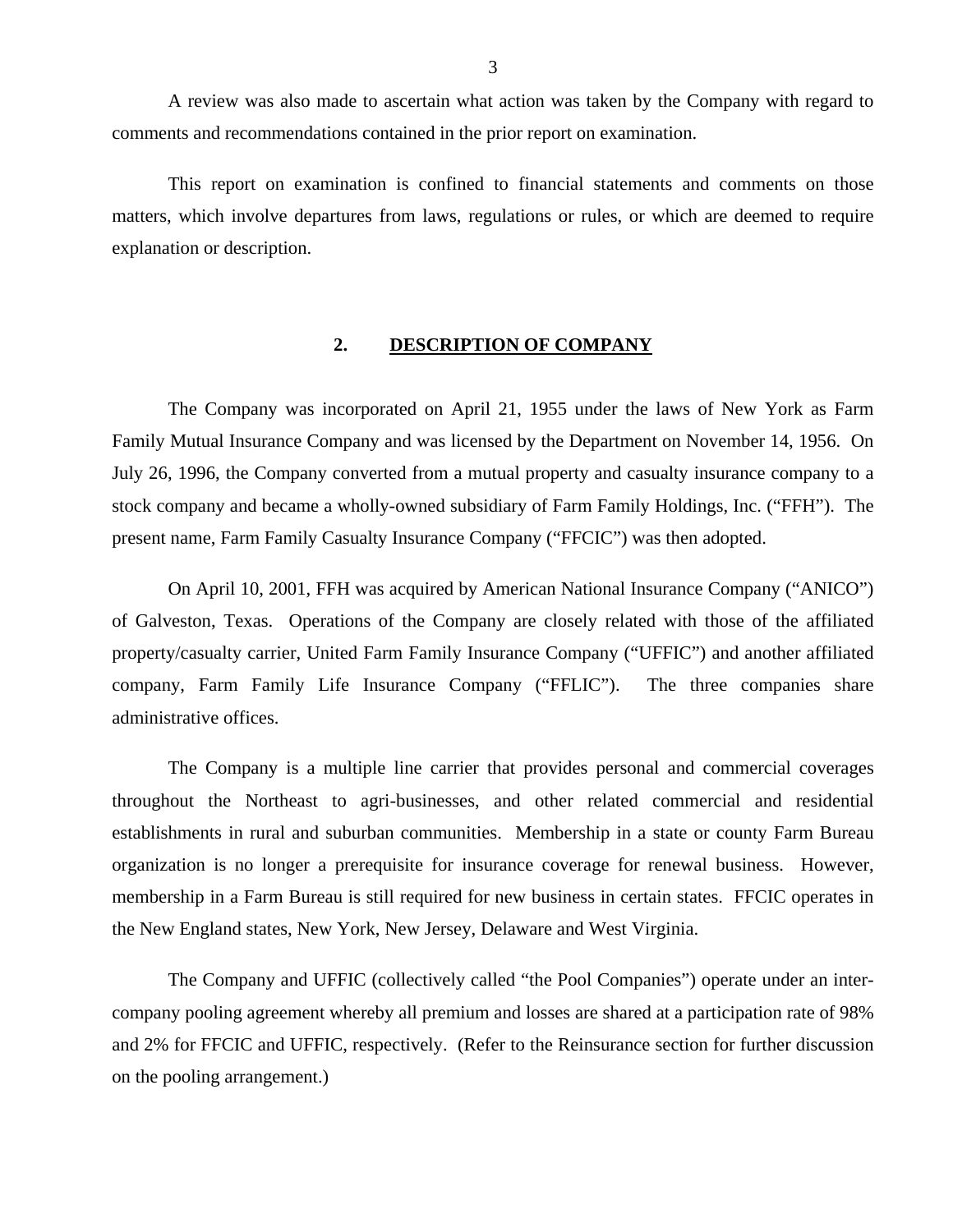A review was also made to ascertain what action was taken by the Company with regard to comments and recommendations contained in the prior report on examination.

This report on examination is confined to financial statements and comments on those matters, which involve departures from laws, regulations or rules, or which are deemed to require explanation or description.

## 2. DESCRIPTION OF COMPANY

The Company was incorporated on April 21, 1955 under the laws of New York as Farm Family Mutual Insurance Company and was licensed by the Department on November 14, 1956. On July 26, 1996, the Company converted from a mutual property and casualty insurance company to a stock company and became a wholly-owned subsidiary of Farm Family Holdings, Inc. ("FFH"). The present name, Farm Family Casualty Insurance Company ("FFCIC") was then adopted.

On April 10, 2001, FFH was acquired by American National Insurance Company ("ANICO") of Galveston, Texas. Operations of the Company are closely related with those of the affiliated property/casualty carrier, United Farm Family Insurance Company ("UFFIC") and another affiliated company, Farm Family Life Insurance Company ("FFLIC"). The three companies share administrative offices.

The Company is a multiple line carrier that provides personal and commercial coverages throughout the Northeast to agri-businesses, and other related commercial and residential establishments in rural and suburban communities. Membership in a state or county Farm Bureau organization is no longer a prerequisite for insurance coverage for renewal business. However, membership in a Farm Bureau is still required for new business in certain states. FFCIC operates in the New England states, New York, New Jersey, Delaware and West Virginia.

The Company and UFFIC (collectively called "the Pool Companies") operate under an inter-company pooling agreement whereby all premium and losses are shared at a participation rate of 98% and 2% for FFCIC and UFFIC, respectively. (Refer to the Reinsurance section for further discussion on the pooling arrangement.)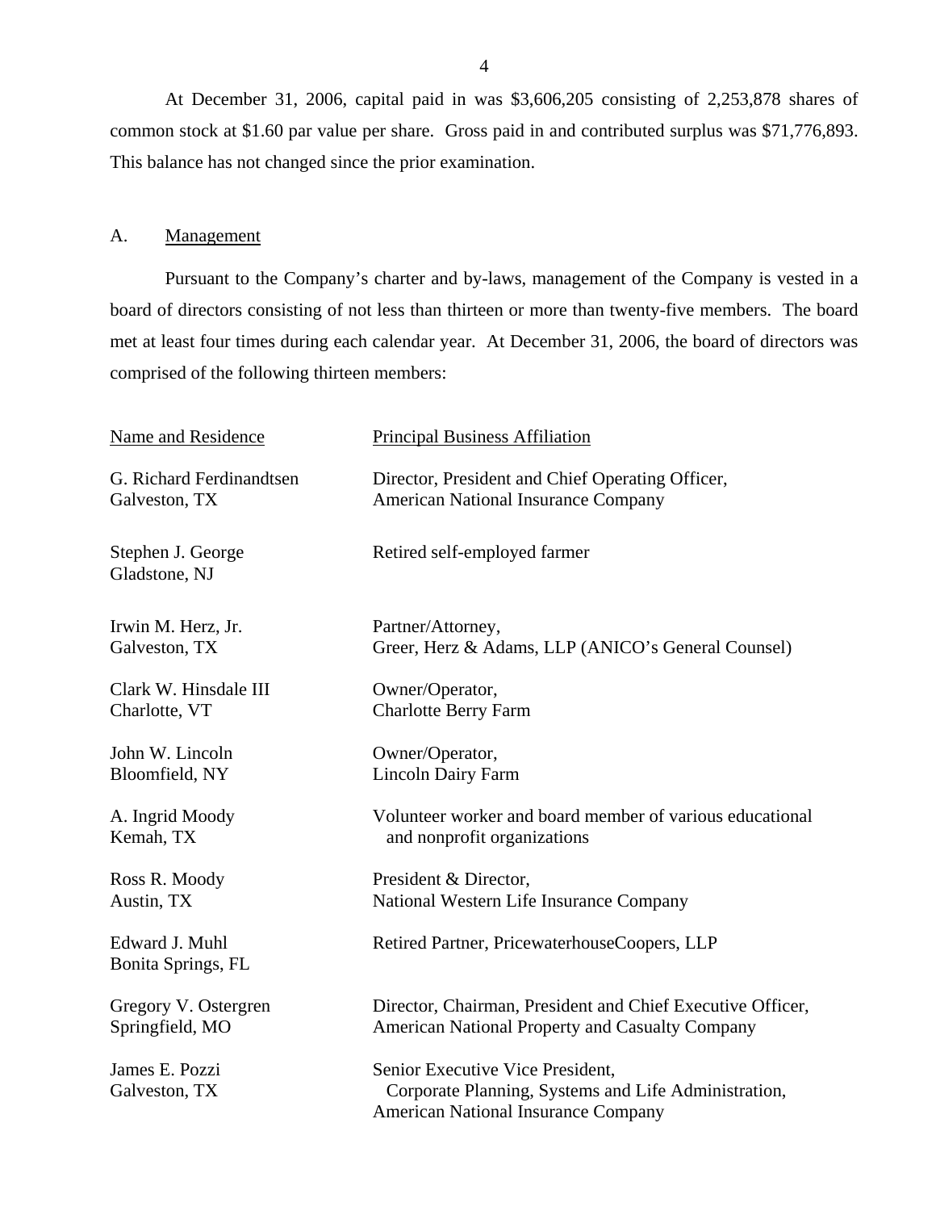At December 31, 2006, capital paid in was $3,606,205 consisting of 2,253,878 shares of common stock at $1.60 par value per share. Gross paid in and contributed surplus was $71,776,893. This balance has not changed since the prior examination.

## A. Management

Pursuant to the Company's charter and by-laws, management of the Company is vested in a board of directors consisting of not less than thirteen or more than twenty-five members. The board met at least four times during each calendar year. At December 31, 2006, the board of directors was comprised of the following thirteen members:

| Name and Residence | Principal Business Affiliation |
|---|---|
| G. Richard Ferdinandtsen<br>Galveston, TX | Director, President and Chief Operating Officer,<br>American National Insurance Company |
| Stephen J. George<br>Gladstone, NJ | Retired self-employed farmer |
| Irwin M. Herz, Jr.<br>Galveston, TX | Partner/Attorney,<br>Greer, Herz & Adams, LLP (ANICO's General Counsel) |
| Clark W. Hinsdale III<br>Charlotte, VT | Owner/Operator,<br>Charlotte Berry Farm |
| John W. Lincoln<br>Bloomfield, NY | Owner/Operator,<br>Lincoln Dairy Farm |
| A. Ingrid Moody<br>Kemah, TX | Volunteer worker and board member of various educational and nonprofit organizations |
| Ross R. Moody<br>Austin, TX | President & Director,<br>National Western Life Insurance Company |
| Edward J. Muhl<br>Bonita Springs, FL | Retired Partner, PricewaterhouseCoopers, LLP |
| Gregory V. Ostergren<br>Springfield, MO | Director, Chairman, President and Chief Executive Officer,<br>American National Property and Casualty Company |
| James E. Pozzi<br>Galveston, TX | Senior Executive Vice President,<br>Corporate Planning, Systems and Life Administration,<br>American National Insurance Company |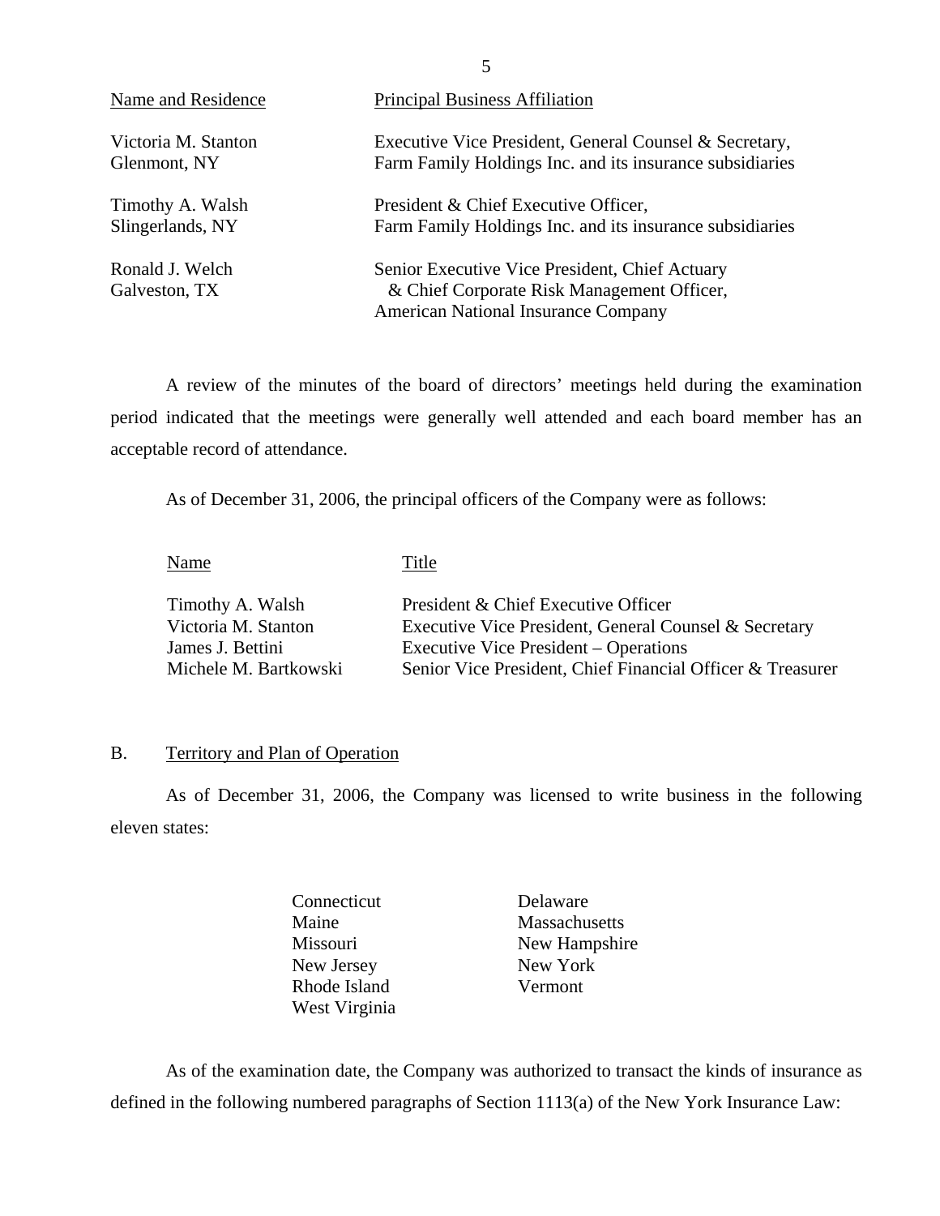| Name and Residence | Principal Business Affiliation |
|---|---|
| Victoria M. Stanton<br>Glenmont, NY | Executive Vice President, General Counsel & Secretary,<br>Farm Family Holdings Inc. and its insurance subsidiaries |
| Timothy A. Walsh<br>Slingerlands, NY | President & Chief Executive Officer,<br>Farm Family Holdings Inc. and its insurance subsidiaries |
| Ronald J. Welch<br>Galveston, TX | Senior Executive Vice President, Chief Actuary<br>& Chief Corporate Risk Management Officer,<br>American National Insurance Company |

A review of the minutes of the board of directors' meetings held during the examination period indicated that the meetings were generally well attended and each board member has an acceptable record of attendance.

As of December 31, 2006, the principal officers of the Company were as follows:

| Name | Title |
|---|---|
| Timothy A. Walsh | President & Chief Executive Officer |
| Victoria M. Stanton | Executive Vice President, General Counsel & Secretary |
| James J. Bettini | Executive Vice President – Operations |
| Michele M. Bartkowski | Senior Vice President, Chief Financial Officer & Treasurer |

## B. Territory and Plan of Operation

As of December 31, 2006, the Company was licensed to write business in the following eleven states:

| | |
|---|---|
| Connecticut | Delaware |
| Maine | Massachusetts |
| Missouri | New Hampshire |
| New Jersey | New York |
| Rhode Island | Vermont |
| West Virginia | |

As of the examination date, the Company was authorized to transact the kinds of insurance as defined in the following numbered paragraphs of Section 1113(a) of the New York Insurance Law: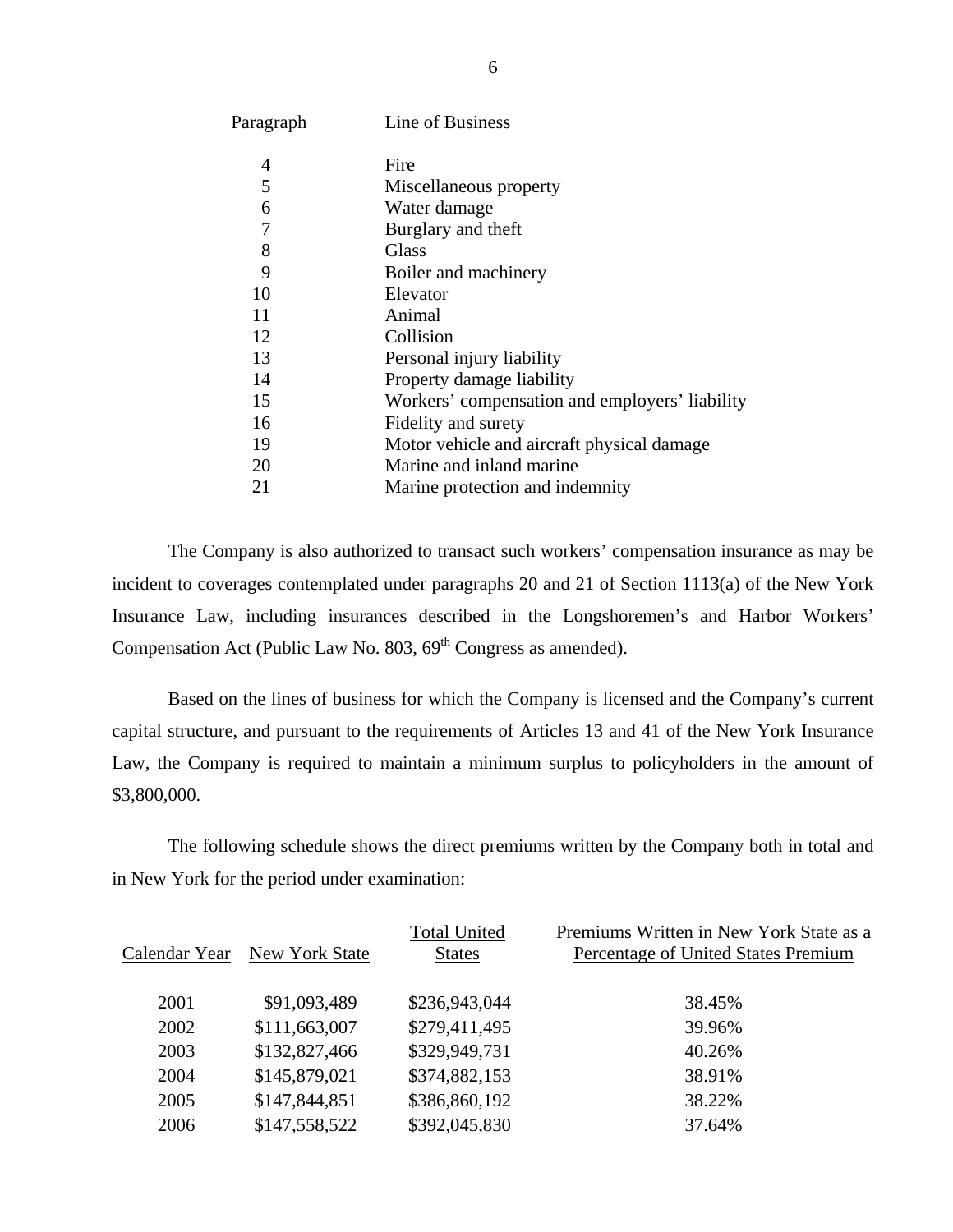| Paragraph | Line of Business |
|---|---|
| 4 | Fire |
| 5 | Miscellaneous property |
| 6 | Water damage |
| 7 | Burglary and theft |
| 8 | Glass |
| 9 | Boiler and machinery |
| 10 | Elevator |
| 11 | Animal |
| 12 | Collision |
| 13 | Personal injury liability |
| 14 | Property damage liability |
| 15 | Workers' compensation and employers' liability |
| 16 | Fidelity and surety |
| 19 | Motor vehicle and aircraft physical damage |
| 20 | Marine and inland marine |
| 21 | Marine protection and indemnity |

The Company is also authorized to transact such workers' compensation insurance as may be incident to coverages contemplated under paragraphs 20 and 21 of Section 1113(a) of the New York Insurance Law, including insurances described in the Longshoremen's and Harbor Workers' Compensation Act (Public Law No. 803, 69th Congress as amended).

Based on the lines of business for which the Company is licensed and the Company's current capital structure, and pursuant to the requirements of Articles 13 and 41 of the New York Insurance Law, the Company is required to maintain a minimum surplus to policyholders in the amount of $3,800,000.

The following schedule shows the direct premiums written by the Company both in total and in New York for the period under examination:

| Calendar Year | New York State | Total United States | Premiums Written in New York State as a Percentage of United States Premium |
|---|---|---|---|
| 2001 | $91,093,489 | $236,943,044 | 38.45% |
| 2002 | $111,663,007 | $279,411,495 | 39.96% |
| 2003 | $132,827,466 | $329,949,731 | 40.26% |
| 2004 | $145,879,021 | $374,882,153 | 38.91% |
| 2005 | $147,844,851 | $386,860,192 | 38.22% |
| 2006 | $147,558,522 | $392,045,830 | 37.64% |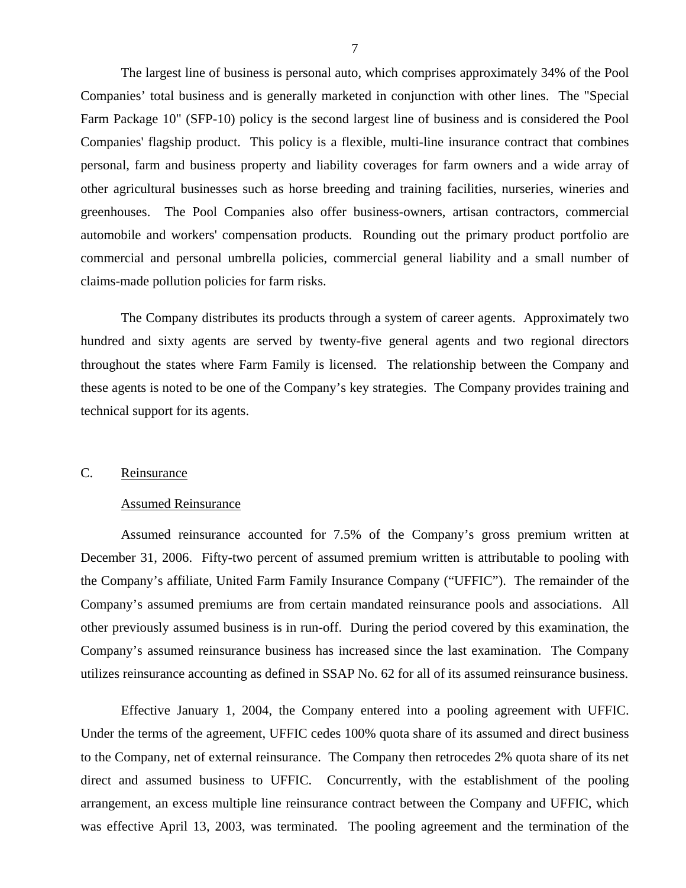The largest line of business is personal auto, which comprises approximately 34% of the Pool Companies' total business and is generally marketed in conjunction with other lines. The "Special Farm Package 10" (SFP-10) policy is the second largest line of business and is considered the Pool Companies' flagship product. This policy is a flexible, multi-line insurance contract that combines personal, farm and business property and liability coverages for farm owners and a wide array of other agricultural businesses such as horse breeding and training facilities, nurseries, wineries and greenhouses. The Pool Companies also offer business-owners, artisan contractors, commercial automobile and workers' compensation products. Rounding out the primary product portfolio are commercial and personal umbrella policies, commercial general liability and a small number of claims-made pollution policies for farm risks.

The Company distributes its products through a system of career agents. Approximately two hundred and sixty agents are served by twenty-five general agents and two regional directors throughout the states where Farm Family is licensed. The relationship between the Company and these agents is noted to be one of the Company's key strategies. The Company provides training and technical support for its agents.

## C. Reinsurance

### Assumed Reinsurance

Assumed reinsurance accounted for 7.5% of the Company's gross premium written at December 31, 2006. Fifty-two percent of assumed premium written is attributable to pooling with the Company's affiliate, United Farm Family Insurance Company ("UFFIC"). The remainder of the Company's assumed premiums are from certain mandated reinsurance pools and associations. All other previously assumed business is in run-off. During the period covered by this examination, the Company's assumed reinsurance business has increased since the last examination. The Company utilizes reinsurance accounting as defined in SSAP No. 62 for all of its assumed reinsurance business.

Effective January 1, 2004, the Company entered into a pooling agreement with UFFIC. Under the terms of the agreement, UFFIC cedes 100% quota share of its assumed and direct business to the Company, net of external reinsurance. The Company then retrocedes 2% quota share of its net direct and assumed business to UFFIC. Concurrently, with the establishment of the pooling arrangement, an excess multiple line reinsurance contract between the Company and UFFIC, which was effective April 13, 2003, was terminated. The pooling agreement and the termination of the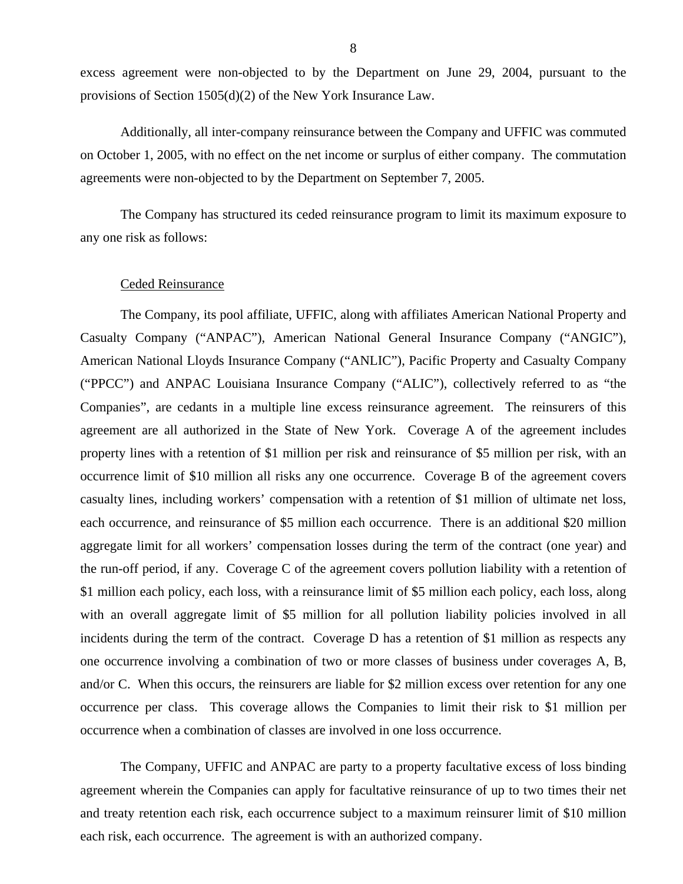excess agreement were non-objected to by the Department on June 29, 2004, pursuant to the provisions of Section 1505(d)(2) of the New York Insurance Law.

Additionally, all inter-company reinsurance between the Company and UFFIC was commuted on October 1, 2005, with no effect on the net income or surplus of either company. The commutation agreements were non-objected to by the Department on September 7, 2005.

The Company has structured its ceded reinsurance program to limit its maximum exposure to any one risk as follows:

Ceded Reinsurance

The Company, its pool affiliate, UFFIC, along with affiliates American National Property and Casualty Company ("ANPAC"), American National General Insurance Company ("ANGIC"), American National Lloyds Insurance Company ("ANLIC"), Pacific Property and Casualty Company ("PPCC") and ANPAC Louisiana Insurance Company ("ALIC"), collectively referred to as "the Companies", are cedants in a multiple line excess reinsurance agreement. The reinsurers of this agreement are all authorized in the State of New York. Coverage A of the agreement includes property lines with a retention of $1 million per risk and reinsurance of $5 million per risk, with an occurrence limit of $10 million all risks any one occurrence. Coverage B of the agreement covers casualty lines, including workers' compensation with a retention of $1 million of ultimate net loss, each occurrence, and reinsurance of $5 million each occurrence. There is an additional $20 million aggregate limit for all workers' compensation losses during the term of the contract (one year) and the run-off period, if any. Coverage C of the agreement covers pollution liability with a retention of $1 million each policy, each loss, with a reinsurance limit of $5 million each policy, each loss, along with an overall aggregate limit of $5 million for all pollution liability policies involved in all incidents during the term of the contract. Coverage D has a retention of $1 million as respects any one occurrence involving a combination of two or more classes of business under coverages A, B, and/or C. When this occurs, the reinsurers are liable for $2 million excess over retention for any one occurrence per class. This coverage allows the Companies to limit their risk to $1 million per occurrence when a combination of classes are involved in one loss occurrence.

The Company, UFFIC and ANPAC are party to a property facultative excess of loss binding agreement wherein the Companies can apply for facultative reinsurance of up to two times their net and treaty retention each risk, each occurrence subject to a maximum reinsurer limit of $10 million each risk, each occurrence. The agreement is with an authorized company.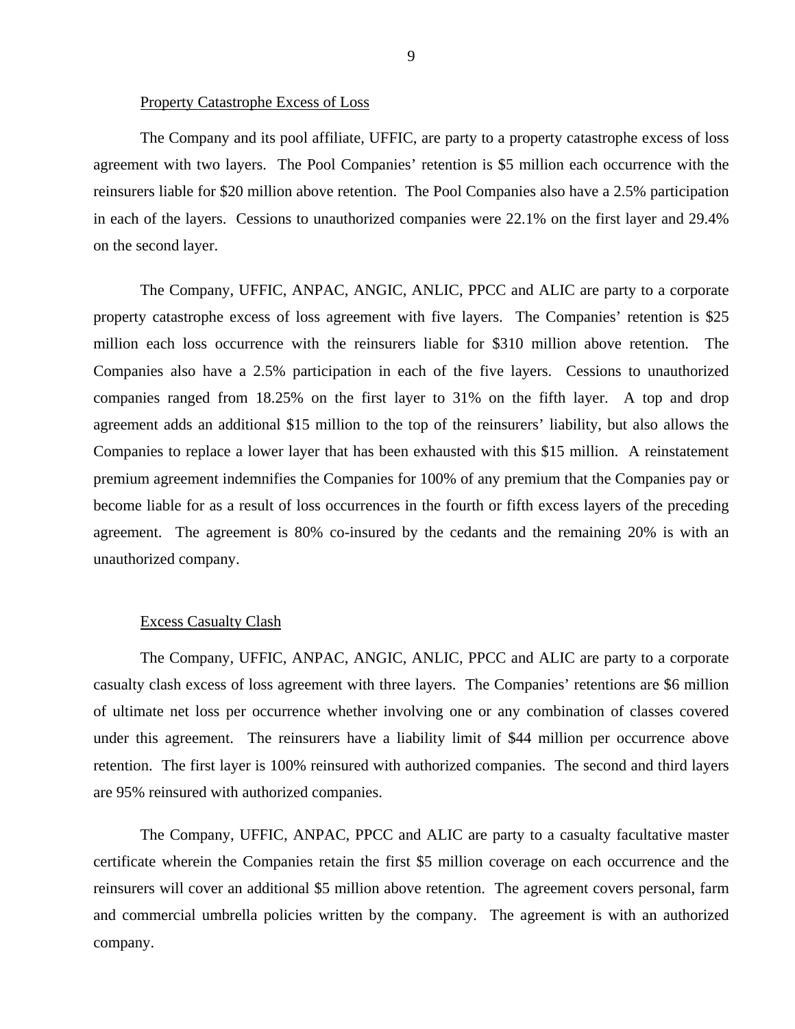Property Catastrophe Excess of Loss

The Company and its pool affiliate, UFFIC, are party to a property catastrophe excess of loss agreement with two layers. The Pool Companies' retention is $5 million each occurrence with the reinsurers liable for $20 million above retention. The Pool Companies also have a 2.5% participation in each of the layers. Cessions to unauthorized companies were 22.1% on the first layer and 29.4% on the second layer.

The Company, UFFIC, ANPAC, ANGIC, ANLIC, PPCC and ALIC are party to a corporate property catastrophe excess of loss agreement with five layers. The Companies' retention is $25 million each loss occurrence with the reinsurers liable for $310 million above retention. The Companies also have a 2.5% participation in each of the five layers. Cessions to unauthorized companies ranged from 18.25% on the first layer to 31% on the fifth layer. A top and drop agreement adds an additional $15 million to the top of the reinsurers' liability, but also allows the Companies to replace a lower layer that has been exhausted with this $15 million. A reinstatement premium agreement indemnifies the Companies for 100% of any premium that the Companies pay or become liable for as a result of loss occurrences in the fourth or fifth excess layers of the preceding agreement. The agreement is 80% co-insured by the cedants and the remaining 20% is with an unauthorized company.

Excess Casualty Clash

The Company, UFFIC, ANPAC, ANGIC, ANLIC, PPCC and ALIC are party to a corporate casualty clash excess of loss agreement with three layers. The Companies' retentions are $6 million of ultimate net loss per occurrence whether involving one or any combination of classes covered under this agreement. The reinsurers have a liability limit of $44 million per occurrence above retention. The first layer is 100% reinsured with authorized companies. The second and third layers are 95% reinsured with authorized companies.

The Company, UFFIC, ANPAC, PPCC and ALIC are party to a casualty facultative master certificate wherein the Companies retain the first $5 million coverage on each occurrence and the reinsurers will cover an additional $5 million above retention. The agreement covers personal, farm and commercial umbrella policies written by the company. The agreement is with an authorized company.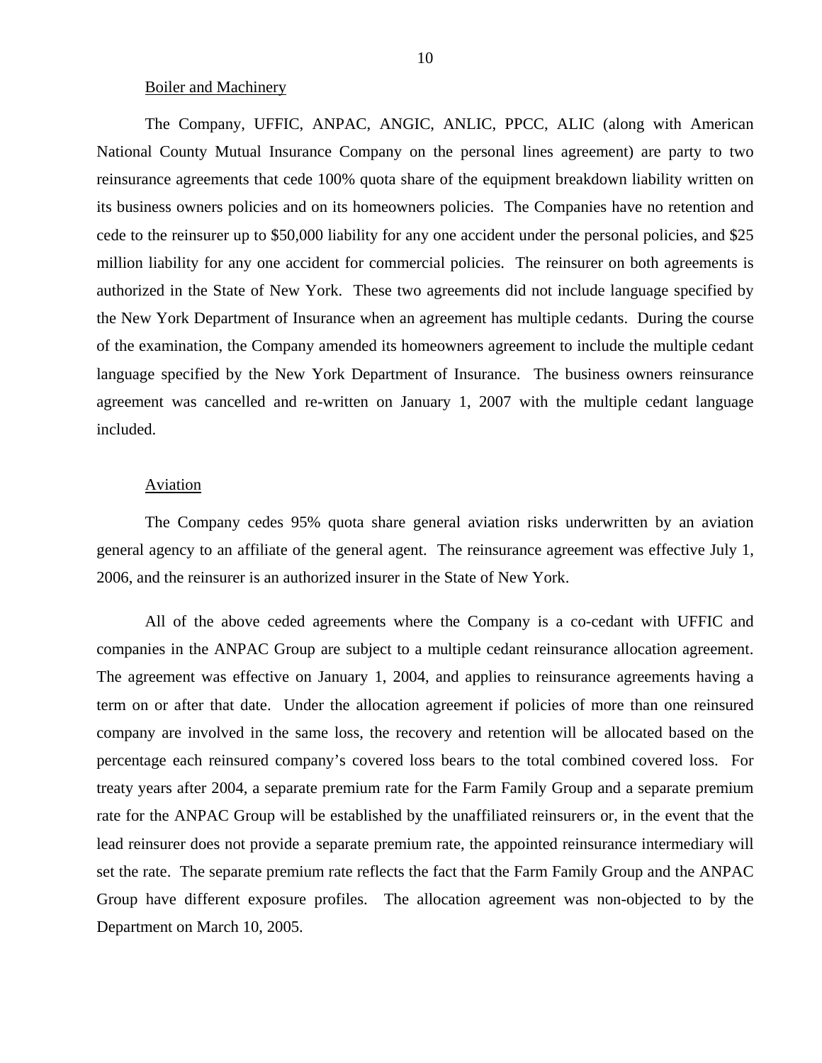Boiler and Machinery

The Company, UFFIC, ANPAC, ANGIC, ANLIC, PPCC, ALIC (along with American National County Mutual Insurance Company on the personal lines agreement) are party to two reinsurance agreements that cede 100% quota share of the equipment breakdown liability written on its business owners policies and on its homeowners policies. The Companies have no retention and cede to the reinsurer up to $50,000 liability for any one accident under the personal policies, and $25 million liability for any one accident for commercial policies. The reinsurer on both agreements is authorized in the State of New York. These two agreements did not include language specified by the New York Department of Insurance when an agreement has multiple cedants. During the course of the examination, the Company amended its homeowners agreement to include the multiple cedant language specified by the New York Department of Insurance. The business owners reinsurance agreement was cancelled and re-written on January 1, 2007 with the multiple cedant language included.

Aviation

The Company cedes 95% quota share general aviation risks underwritten by an aviation general agency to an affiliate of the general agent. The reinsurance agreement was effective July 1, 2006, and the reinsurer is an authorized insurer in the State of New York.

All of the above ceded agreements where the Company is a co-cedant with UFFIC and companies in the ANPAC Group are subject to a multiple cedant reinsurance allocation agreement. The agreement was effective on January 1, 2004, and applies to reinsurance agreements having a term on or after that date. Under the allocation agreement if policies of more than one reinsured company are involved in the same loss, the recovery and retention will be allocated based on the percentage each reinsured company's covered loss bears to the total combined covered loss. For treaty years after 2004, a separate premium rate for the Farm Family Group and a separate premium rate for the ANPAC Group will be established by the unaffiliated reinsurers or, in the event that the lead reinsurer does not provide a separate premium rate, the appointed reinsurance intermediary will set the rate. The separate premium rate reflects the fact that the Farm Family Group and the ANPAC Group have different exposure profiles. The allocation agreement was non-objected to by the Department on March 10, 2005.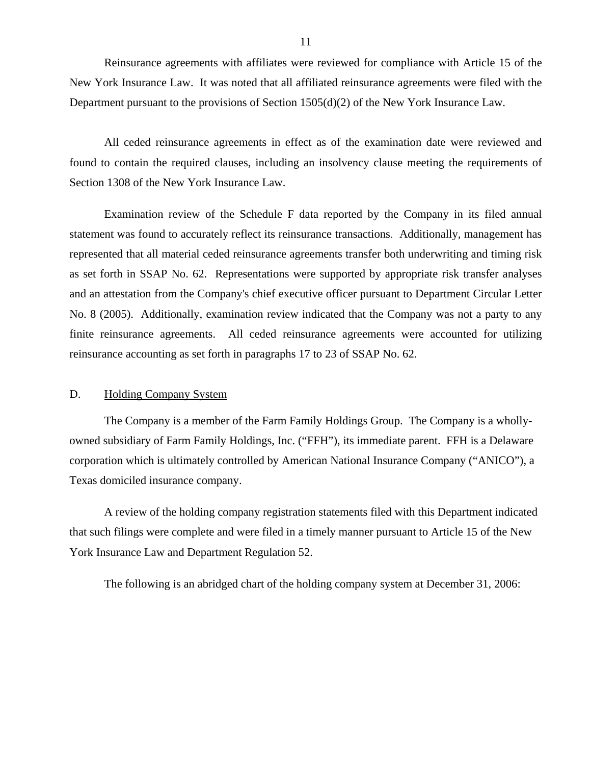Reinsurance agreements with affiliates were reviewed for compliance with Article 15 of the New York Insurance Law. It was noted that all affiliated reinsurance agreements were filed with the Department pursuant to the provisions of Section 1505(d)(2) of the New York Insurance Law.

All ceded reinsurance agreements in effect as of the examination date were reviewed and found to contain the required clauses, including an insolvency clause meeting the requirements of Section 1308 of the New York Insurance Law.

Examination review of the Schedule F data reported by the Company in its filed annual statement was found to accurately reflect its reinsurance transactions. Additionally, management has represented that all material ceded reinsurance agreements transfer both underwriting and timing risk as set forth in SSAP No. 62. Representations were supported by appropriate risk transfer analyses and an attestation from the Company's chief executive officer pursuant to Department Circular Letter No. 8 (2005). Additionally, examination review indicated that the Company was not a party to any finite reinsurance agreements. All ceded reinsurance agreements were accounted for utilizing reinsurance accounting as set forth in paragraphs 17 to 23 of SSAP No. 62.

## D. Holding Company System

The Company is a member of the Farm Family Holdings Group. The Company is a wholly-owned subsidiary of Farm Family Holdings, Inc. ("FFH"), its immediate parent. FFH is a Delaware corporation which is ultimately controlled by American National Insurance Company ("ANICO"), a Texas domiciled insurance company.

A review of the holding company registration statements filed with this Department indicated that such filings were complete and were filed in a timely manner pursuant to Article 15 of the New York Insurance Law and Department Regulation 52.

The following is an abridged chart of the holding company system at December 31, 2006: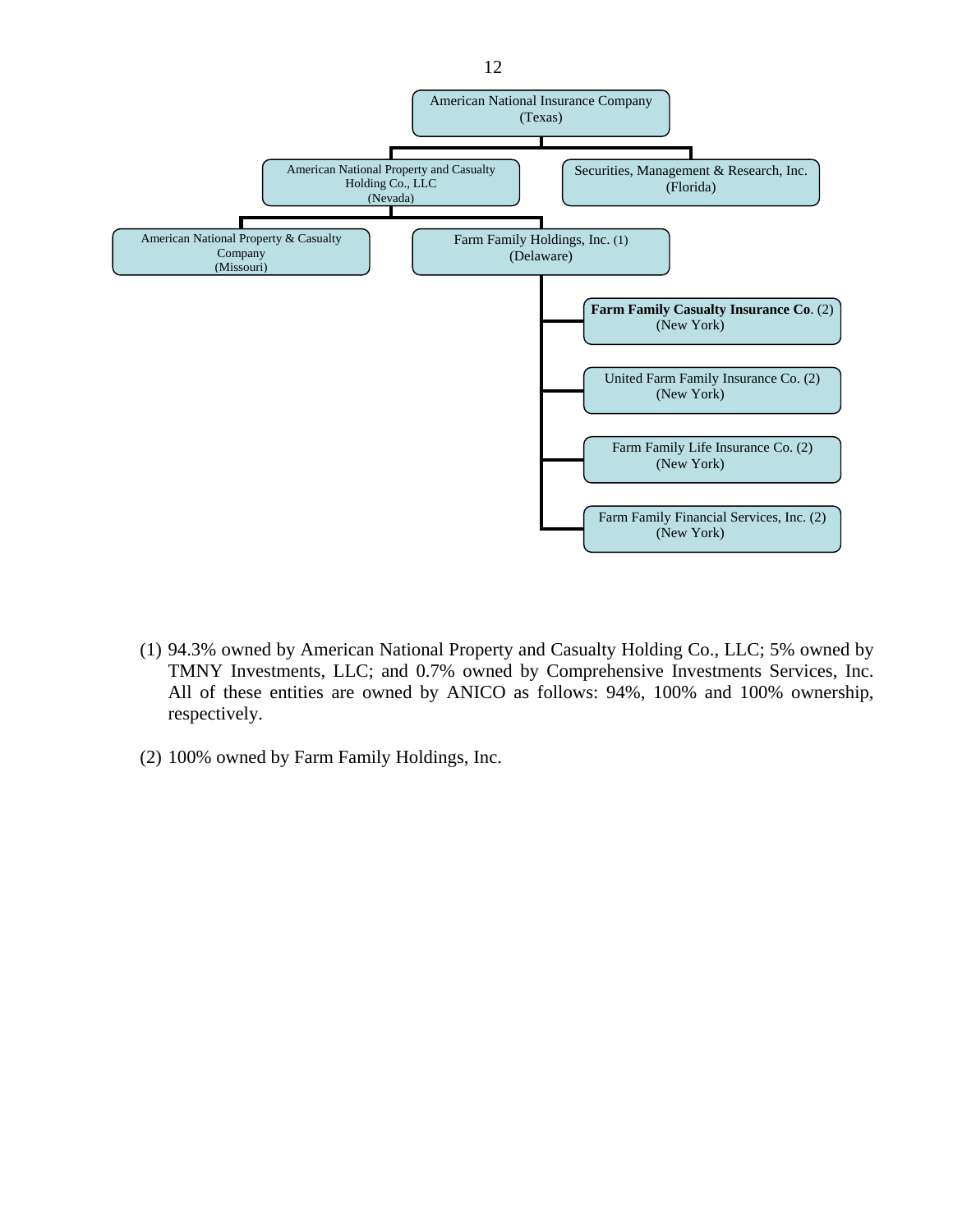American National Insurance Company
(Texas)

- American National Property and Casualty Holding Co., LLC (Nevada)
  - American National Property & Casualty Company (Missouri)
  - Farm Family Holdings, Inc. (1) (Delaware)
    - **Farm Family Casualty Insurance Co**. (2) (New York)
    - United Farm Family Insurance Co. (2) (New York)
    - Farm Family Life Insurance Co. (2) (New York)
    - Farm Family Financial Services, Inc. (2) (New York)
- Securities, Management & Research, Inc. (Florida)

(1) 94.3% owned by American National Property and Casualty Holding Co., LLC; 5% owned by TMNY Investments, LLC; and 0.7% owned by Comprehensive Investments Services, Inc. All of these entities are owned by ANICO as follows: 94%, 100% and 100% ownership, respectively.

(2) 100% owned by Farm Family Holdings, Inc.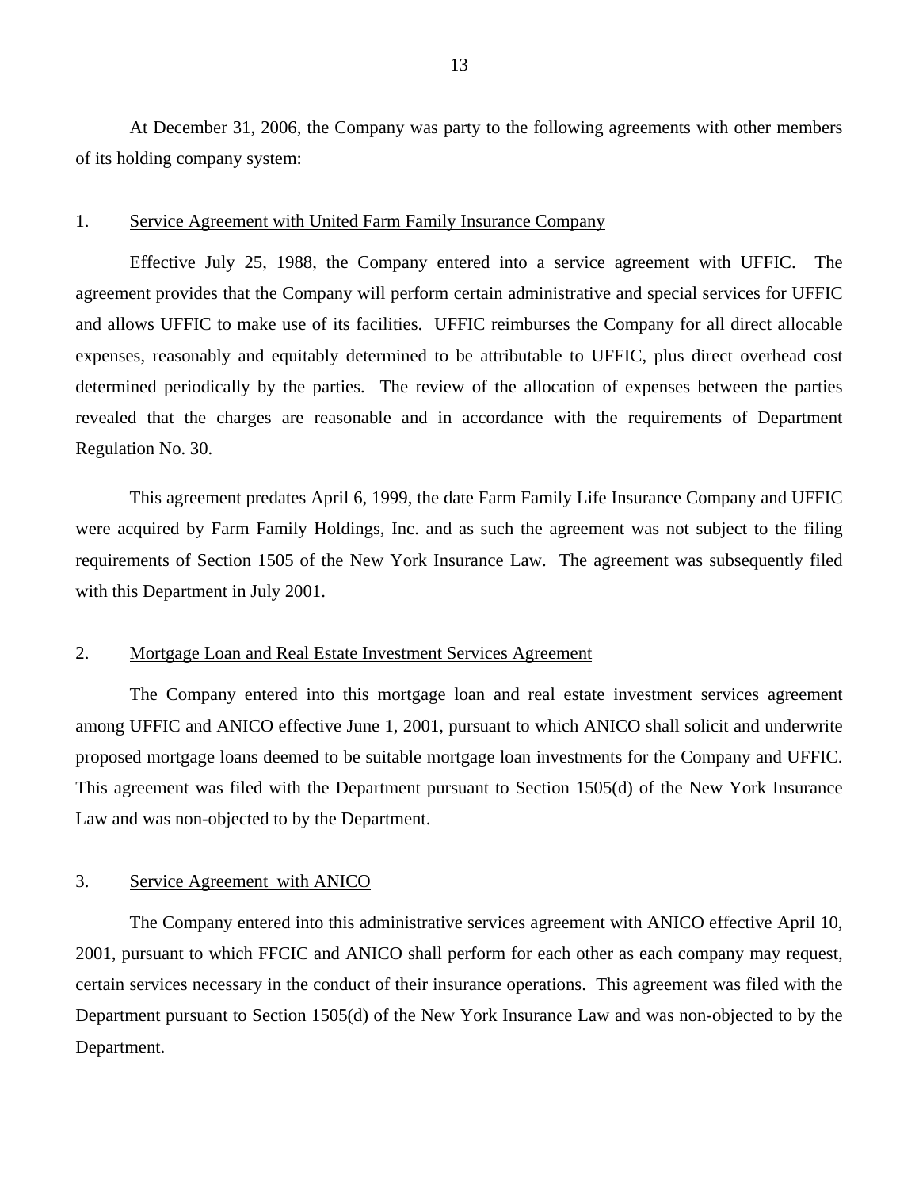At December 31, 2006, the Company was party to the following agreements with other members of its holding company system:

1. <u>Service Agreement with United Farm Family Insurance Company</u>

Effective July 25, 1988, the Company entered into a service agreement with UFFIC. The agreement provides that the Company will perform certain administrative and special services for UFFIC and allows UFFIC to make use of its facilities. UFFIC reimburses the Company for all direct allocable expenses, reasonably and equitably determined to be attributable to UFFIC, plus direct overhead cost determined periodically by the parties. The review of the allocation of expenses between the parties revealed that the charges are reasonable and in accordance with the requirements of Department Regulation No. 30.

This agreement predates April 6, 1999, the date Farm Family Life Insurance Company and UFFIC were acquired by Farm Family Holdings, Inc. and as such the agreement was not subject to the filing requirements of Section 1505 of the New York Insurance Law. The agreement was subsequently filed with this Department in July 2001.

2. <u>Mortgage Loan and Real Estate Investment Services Agreement</u>

The Company entered into this mortgage loan and real estate investment services agreement among UFFIC and ANICO effective June 1, 2001, pursuant to which ANICO shall solicit and underwrite proposed mortgage loans deemed to be suitable mortgage loan investments for the Company and UFFIC. This agreement was filed with the Department pursuant to Section 1505(d) of the New York Insurance Law and was non-objected to by the Department.

3. <u>Service Agreement with ANICO</u>

The Company entered into this administrative services agreement with ANICO effective April 10, 2001, pursuant to which FFCIC and ANICO shall perform for each other as each company may request, certain services necessary in the conduct of their insurance operations. This agreement was filed with the Department pursuant to Section 1505(d) of the New York Insurance Law and was non-objected to by the Department.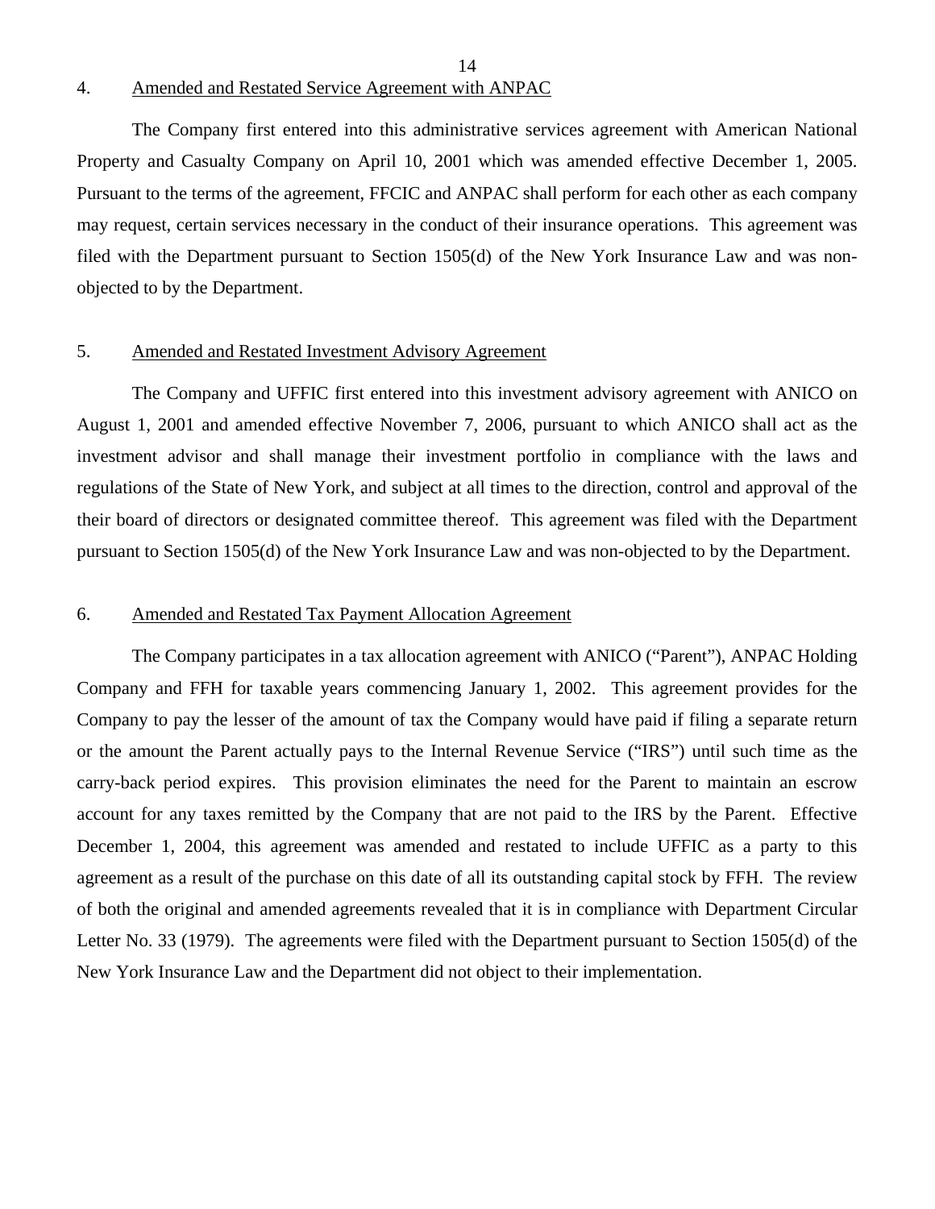4. Amended and Restated Service Agreement with ANPAC

The Company first entered into this administrative services agreement with American National Property and Casualty Company on April 10, 2001 which was amended effective December 1, 2005. Pursuant to the terms of the agreement, FFCIC and ANPAC shall perform for each other as each company may request, certain services necessary in the conduct of their insurance operations. This agreement was filed with the Department pursuant to Section 1505(d) of the New York Insurance Law and was non-objected to by the Department.

5. Amended and Restated Investment Advisory Agreement

The Company and UFFIC first entered into this investment advisory agreement with ANICO on August 1, 2001 and amended effective November 7, 2006, pursuant to which ANICO shall act as the investment advisor and shall manage their investment portfolio in compliance with the laws and regulations of the State of New York, and subject at all times to the direction, control and approval of the their board of directors or designated committee thereof. This agreement was filed with the Department pursuant to Section 1505(d) of the New York Insurance Law and was non-objected to by the Department.

6. Amended and Restated Tax Payment Allocation Agreement

The Company participates in a tax allocation agreement with ANICO ("Parent"), ANPAC Holding Company and FFH for taxable years commencing January 1, 2002. This agreement provides for the Company to pay the lesser of the amount of tax the Company would have paid if filing a separate return or the amount the Parent actually pays to the Internal Revenue Service ("IRS") until such time as the carry-back period expires. This provision eliminates the need for the Parent to maintain an escrow account for any taxes remitted by the Company that are not paid to the IRS by the Parent. Effective December 1, 2004, this agreement was amended and restated to include UFFIC as a party to this agreement as a result of the purchase on this date of all its outstanding capital stock by FFH. The review of both the original and amended agreements revealed that it is in compliance with Department Circular Letter No. 33 (1979). The agreements were filed with the Department pursuant to Section 1505(d) of the New York Insurance Law and the Department did not object to their implementation.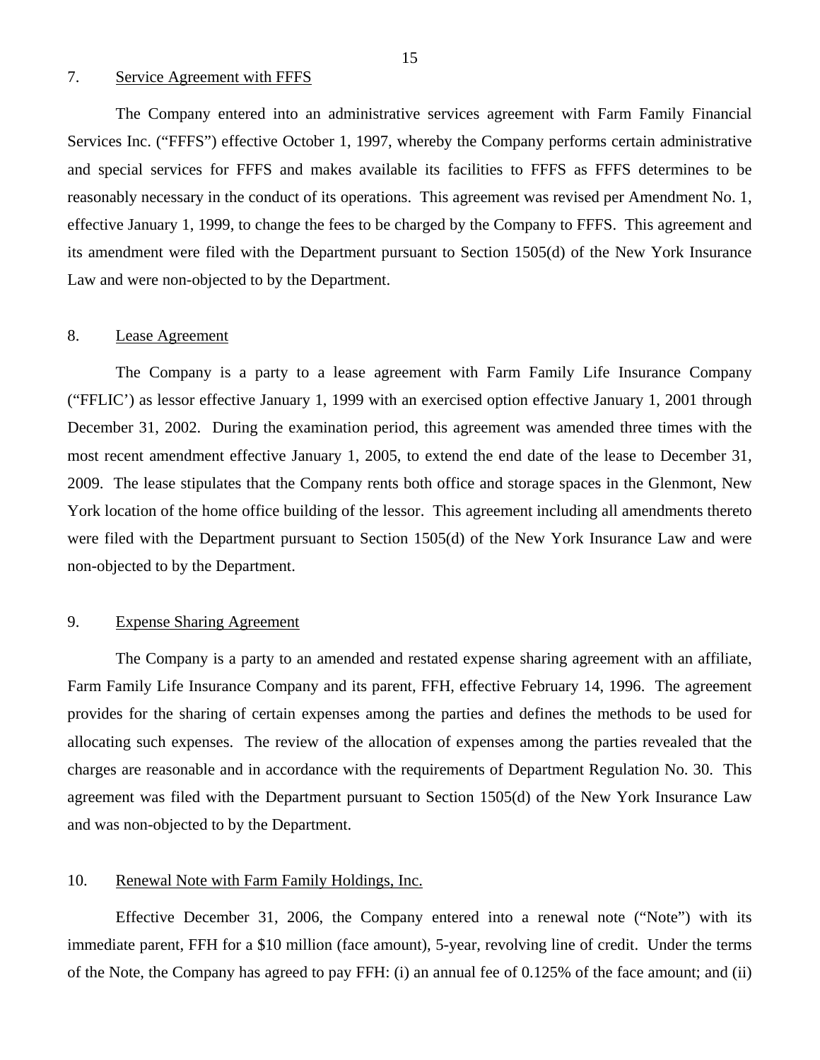7. Service Agreement with FFFS

The Company entered into an administrative services agreement with Farm Family Financial Services Inc. ("FFFS") effective October 1, 1997, whereby the Company performs certain administrative and special services for FFFS and makes available its facilities to FFFS as FFFS determines to be reasonably necessary in the conduct of its operations. This agreement was revised per Amendment No. 1, effective January 1, 1999, to change the fees to be charged by the Company to FFFS. This agreement and its amendment were filed with the Department pursuant to Section 1505(d) of the New York Insurance Law and were non-objected to by the Department.

8. Lease Agreement

The Company is a party to a lease agreement with Farm Family Life Insurance Company ("FFLIC') as lessor effective January 1, 1999 with an exercised option effective January 1, 2001 through December 31, 2002. During the examination period, this agreement was amended three times with the most recent amendment effective January 1, 2005, to extend the end date of the lease to December 31, 2009. The lease stipulates that the Company rents both office and storage spaces in the Glenmont, New York location of the home office building of the lessor. This agreement including all amendments thereto were filed with the Department pursuant to Section 1505(d) of the New York Insurance Law and were non-objected to by the Department.

9. Expense Sharing Agreement

The Company is a party to an amended and restated expense sharing agreement with an affiliate, Farm Family Life Insurance Company and its parent, FFH, effective February 14, 1996. The agreement provides for the sharing of certain expenses among the parties and defines the methods to be used for allocating such expenses. The review of the allocation of expenses among the parties revealed that the charges are reasonable and in accordance with the requirements of Department Regulation No. 30. This agreement was filed with the Department pursuant to Section 1505(d) of the New York Insurance Law and was non-objected to by the Department.

10. Renewal Note with Farm Family Holdings, Inc.

Effective December 31, 2006, the Company entered into a renewal note ("Note") with its immediate parent, FFH for a $10 million (face amount), 5-year, revolving line of credit. Under the terms of the Note, the Company has agreed to pay FFH: (i) an annual fee of 0.125% of the face amount; and (ii)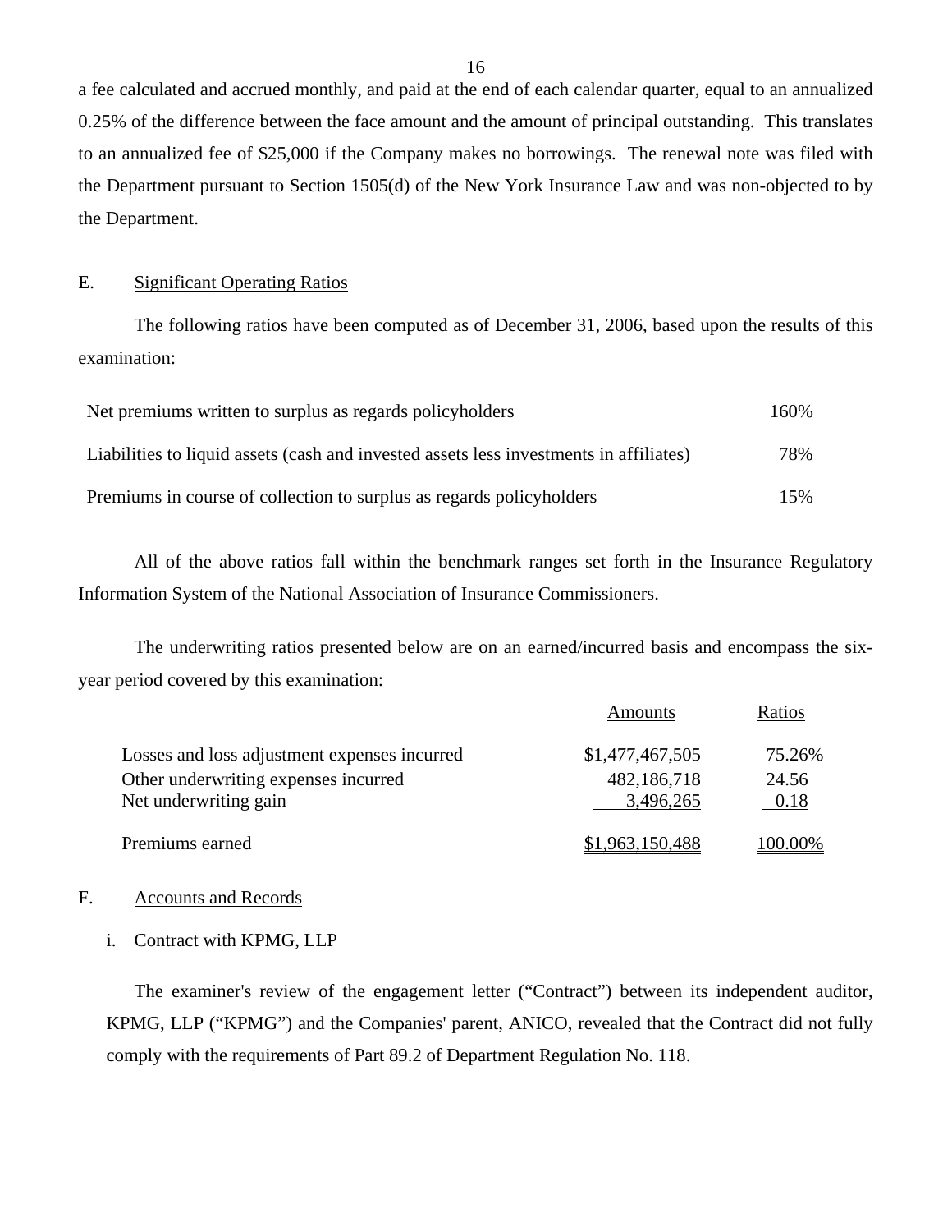a fee calculated and accrued monthly, and paid at the end of each calendar quarter, equal to an annualized 0.25% of the difference between the face amount and the amount of principal outstanding. This translates to an annualized fee of $25,000 if the Company makes no borrowings. The renewal note was filed with the Department pursuant to Section 1505(d) of the New York Insurance Law and was non-objected to by the Department.

## E. Significant Operating Ratios

The following ratios have been computed as of December 31, 2006, based upon the results of this examination:

| | |
|---|---|
| Net premiums written to surplus as regards policyholders | 160% |
| Liabilities to liquid assets (cash and invested assets less investments in affiliates) | 78% |
| Premiums in course of collection to surplus as regards policyholders | 15% |

All of the above ratios fall within the benchmark ranges set forth in the Insurance Regulatory Information System of the National Association of Insurance Commissioners.

The underwriting ratios presented below are on an earned/incurred basis and encompass the six-year period covered by this examination:

| | Amounts | Ratios |
|---|---|---|
| Losses and loss adjustment expenses incurred | $1,477,467,505 | 75.26% |
| Other underwriting expenses incurred | 482,186,718 | 24.56 |
| Net underwriting gain | 3,496,265 | 0.18 |
| Premiums earned | $1,963,150,488 | 100.00% |

## F. Accounts and Records

### i. Contract with KPMG, LLP

The examiner's review of the engagement letter ("Contract") between its independent auditor, KPMG, LLP ("KPMG") and the Companies' parent, ANICO, revealed that the Contract did not fully comply with the requirements of Part 89.2 of Department Regulation No. 118.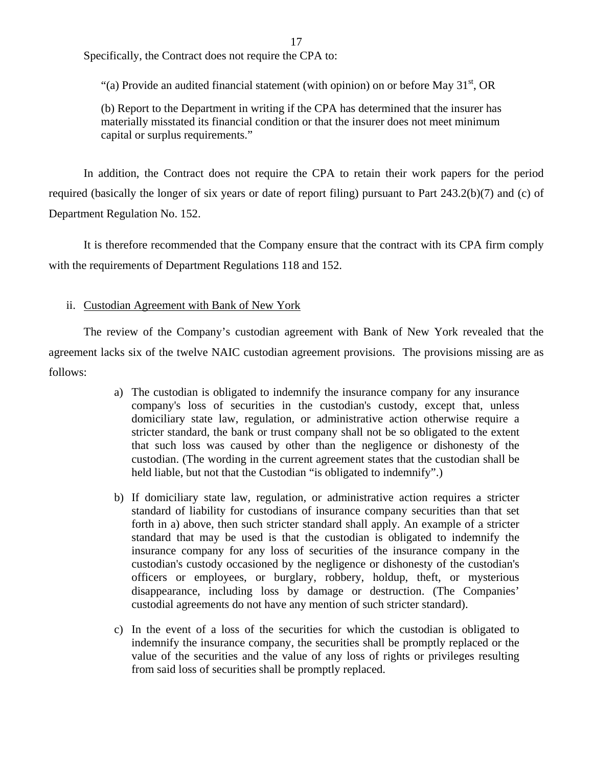Specifically, the Contract does not require the CPA to:

> "(a) Provide an audited financial statement (with opinion) on or before May 31st, OR
>
> (b) Report to the Department in writing if the CPA has determined that the insurer has materially misstated its financial condition or that the insurer does not meet minimum capital or surplus requirements."

In addition, the Contract does not require the CPA to retain their work papers for the period required (basically the longer of six years or date of report filing) pursuant to Part 243.2(b)(7) and (c) of Department Regulation No. 152.

It is therefore recommended that the Company ensure that the contract with its CPA firm comply with the requirements of Department Regulations 118 and 152.

ii. Custodian Agreement with Bank of New York

The review of the Company's custodian agreement with Bank of New York revealed that the agreement lacks six of the twelve NAIC custodian agreement provisions. The provisions missing are as follows:

a) The custodian is obligated to indemnify the insurance company for any insurance company's loss of securities in the custodian's custody, except that, unless domiciliary state law, regulation, or administrative action otherwise require a stricter standard, the bank or trust company shall not be so obligated to the extent that such loss was caused by other than the negligence or dishonesty of the custodian. (The wording in the current agreement states that the custodian shall be held liable, but not that the Custodian "is obligated to indemnify".)

b) If domiciliary state law, regulation, or administrative action requires a stricter standard of liability for custodians of insurance company securities than that set forth in a) above, then such stricter standard shall apply. An example of a stricter standard that may be used is that the custodian is obligated to indemnify the insurance company for any loss of securities of the insurance company in the custodian's custody occasioned by the negligence or dishonesty of the custodian's officers or employees, or burglary, robbery, holdup, theft, or mysterious disappearance, including loss by damage or destruction. (The Companies' custodial agreements do not have any mention of such stricter standard).

c) In the event of a loss of the securities for which the custodian is obligated to indemnify the insurance company, the securities shall be promptly replaced or the value of the securities and the value of any loss of rights or privileges resulting from said loss of securities shall be promptly replaced.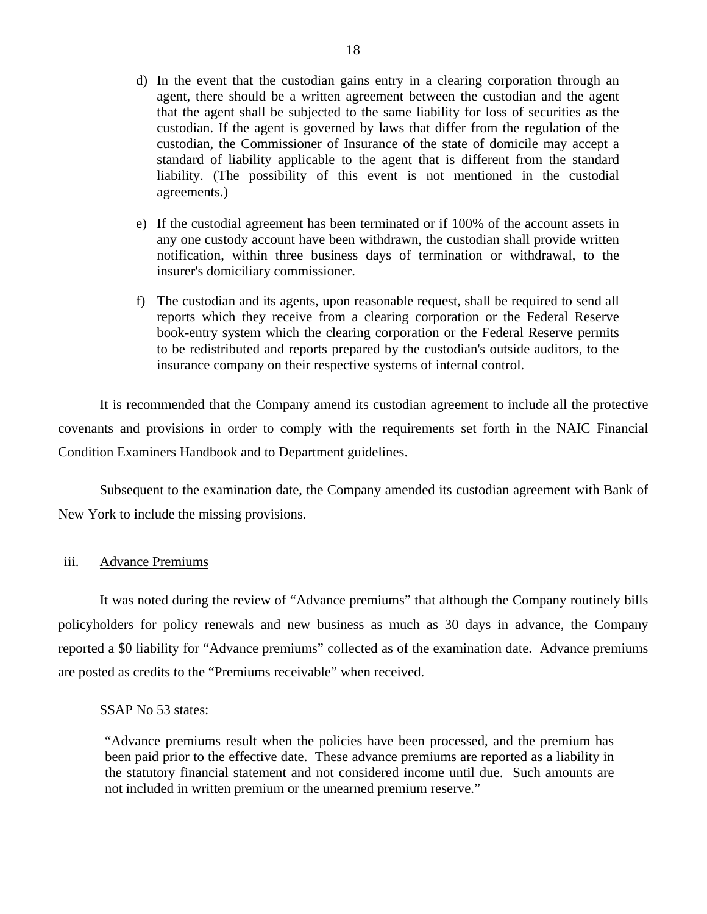d) In the event that the custodian gains entry in a clearing corporation through an agent, there should be a written agreement between the custodian and the agent that the agent shall be subjected to the same liability for loss of securities as the custodian. If the agent is governed by laws that differ from the regulation of the custodian, the Commissioner of Insurance of the state of domicile may accept a standard of liability applicable to the agent that is different from the standard liability. (The possibility of this event is not mentioned in the custodial agreements.)

e) If the custodial agreement has been terminated or if 100% of the account assets in any one custody account have been withdrawn, the custodian shall provide written notification, within three business days of termination or withdrawal, to the insurer's domiciliary commissioner.

f) The custodian and its agents, upon reasonable request, shall be required to send all reports which they receive from a clearing corporation or the Federal Reserve book-entry system which the clearing corporation or the Federal Reserve permits to be redistributed and reports prepared by the custodian's outside auditors, to the insurance company on their respective systems of internal control.

It is recommended that the Company amend its custodian agreement to include all the protective covenants and provisions in order to comply with the requirements set forth in the NAIC Financial Condition Examiners Handbook and to Department guidelines.

Subsequent to the examination date, the Company amended its custodian agreement with Bank of New York to include the missing provisions.

iii. Advance Premiums

It was noted during the review of "Advance premiums" that although the Company routinely bills policyholders for policy renewals and new business as much as 30 days in advance, the Company reported a $0 liability for "Advance premiums" collected as of the examination date. Advance premiums are posted as credits to the "Premiums receivable" when received.

SSAP No 53 states:

> "Advance premiums result when the policies have been processed, and the premium has been paid prior to the effective date. These advance premiums are reported as a liability in the statutory financial statement and not considered income until due. Such amounts are not included in written premium or the unearned premium reserve."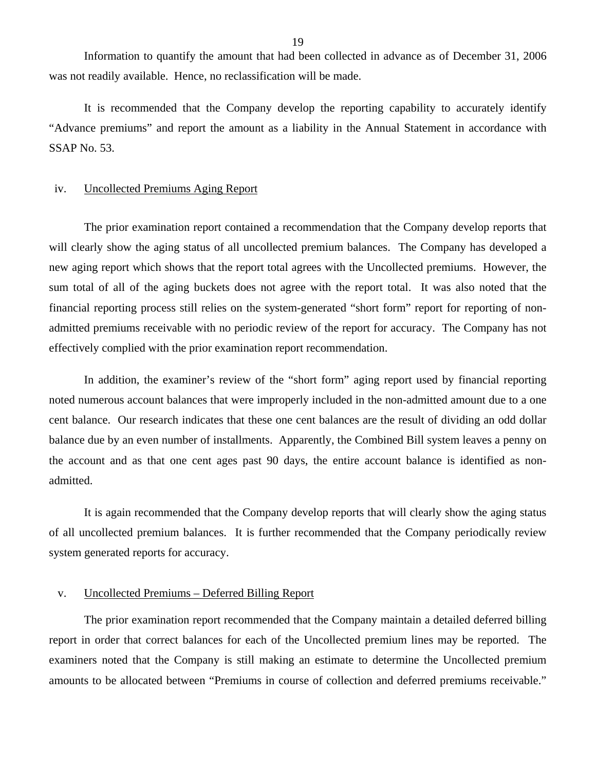Information to quantify the amount that had been collected in advance as of December 31, 2006 was not readily available. Hence, no reclassification will be made.

It is recommended that the Company develop the reporting capability to accurately identify "Advance premiums" and report the amount as a liability in the Annual Statement in accordance with SSAP No. 53.

iv. Uncollected Premiums Aging Report

The prior examination report contained a recommendation that the Company develop reports that will clearly show the aging status of all uncollected premium balances. The Company has developed a new aging report which shows that the report total agrees with the Uncollected premiums. However, the sum total of all of the aging buckets does not agree with the report total. It was also noted that the financial reporting process still relies on the system-generated "short form" report for reporting of non-admitted premiums receivable with no periodic review of the report for accuracy. The Company has not effectively complied with the prior examination report recommendation.

In addition, the examiner's review of the "short form" aging report used by financial reporting noted numerous account balances that were improperly included in the non-admitted amount due to a one cent balance. Our research indicates that these one cent balances are the result of dividing an odd dollar balance due by an even number of installments. Apparently, the Combined Bill system leaves a penny on the account and as that one cent ages past 90 days, the entire account balance is identified as non-admitted.

It is again recommended that the Company develop reports that will clearly show the aging status of all uncollected premium balances. It is further recommended that the Company periodically review system generated reports for accuracy.

v. Uncollected Premiums – Deferred Billing Report

The prior examination report recommended that the Company maintain a detailed deferred billing report in order that correct balances for each of the Uncollected premium lines may be reported. The examiners noted that the Company is still making an estimate to determine the Uncollected premium amounts to be allocated between "Premiums in course of collection and deferred premiums receivable."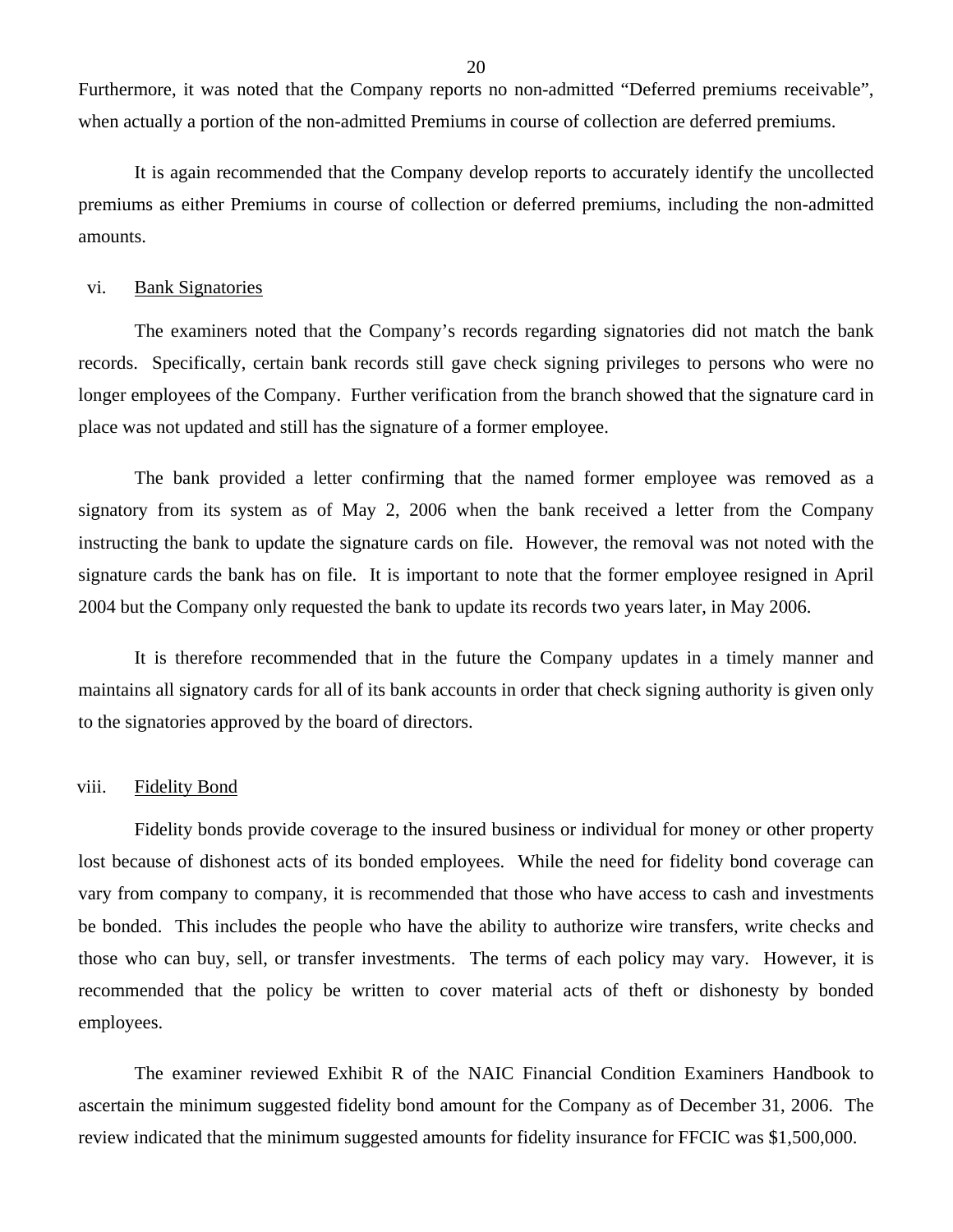Furthermore, it was noted that the Company reports no non-admitted “Deferred premiums receivable”, when actually a portion of the non-admitted Premiums in course of collection are deferred premiums.

It is again recommended that the Company develop reports to accurately identify the uncollected premiums as either Premiums in course of collection or deferred premiums, including the non-admitted amounts.

vi. Bank Signatories

The examiners noted that the Company’s records regarding signatories did not match the bank records. Specifically, certain bank records still gave check signing privileges to persons who were no longer employees of the Company. Further verification from the branch showed that the signature card in place was not updated and still has the signature of a former employee.

The bank provided a letter confirming that the named former employee was removed as a signatory from its system as of May 2, 2006 when the bank received a letter from the Company instructing the bank to update the signature cards on file. However, the removal was not noted with the signature cards the bank has on file. It is important to note that the former employee resigned in April 2004 but the Company only requested the bank to update its records two years later, in May 2006.

It is therefore recommended that in the future the Company updates in a timely manner and maintains all signatory cards for all of its bank accounts in order that check signing authority is given only to the signatories approved by the board of directors.

viii. Fidelity Bond

Fidelity bonds provide coverage to the insured business or individual for money or other property lost because of dishonest acts of its bonded employees. While the need for fidelity bond coverage can vary from company to company, it is recommended that those who have access to cash and investments be bonded. This includes the people who have the ability to authorize wire transfers, write checks and those who can buy, sell, or transfer investments. The terms of each policy may vary. However, it is recommended that the policy be written to cover material acts of theft or dishonesty by bonded employees.

The examiner reviewed Exhibit R of the NAIC Financial Condition Examiners Handbook to ascertain the minimum suggested fidelity bond amount for the Company as of December 31, 2006. The review indicated that the minimum suggested amounts for fidelity insurance for FFCIC was $1,500,000.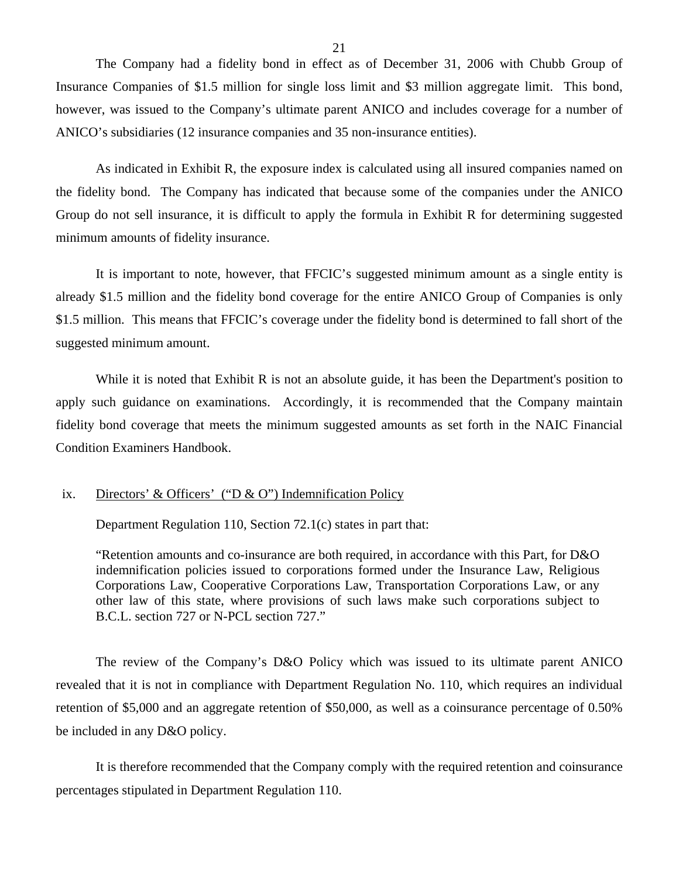The Company had a fidelity bond in effect as of December 31, 2006 with Chubb Group of Insurance Companies of $1.5 million for single loss limit and $3 million aggregate limit. This bond, however, was issued to the Company's ultimate parent ANICO and includes coverage for a number of ANICO's subsidiaries (12 insurance companies and 35 non-insurance entities).

As indicated in Exhibit R, the exposure index is calculated using all insured companies named on the fidelity bond. The Company has indicated that because some of the companies under the ANICO Group do not sell insurance, it is difficult to apply the formula in Exhibit R for determining suggested minimum amounts of fidelity insurance.

It is important to note, however, that FFCIC's suggested minimum amount as a single entity is already $1.5 million and the fidelity bond coverage for the entire ANICO Group of Companies is only $1.5 million. This means that FFCIC's coverage under the fidelity bond is determined to fall short of the suggested minimum amount.

While it is noted that Exhibit R is not an absolute guide, it has been the Department's position to apply such guidance on examinations. Accordingly, it is recommended that the Company maintain fidelity bond coverage that meets the minimum suggested amounts as set forth in the NAIC Financial Condition Examiners Handbook.

ix. Directors' & Officers' ("D & O") Indemnification Policy

Department Regulation 110, Section 72.1(c) states in part that:

> "Retention amounts and co-insurance are both required, in accordance with this Part, for D&O indemnification policies issued to corporations formed under the Insurance Law, Religious Corporations Law, Cooperative Corporations Law, Transportation Corporations Law, or any other law of this state, where provisions of such laws make such corporations subject to B.C.L. section 727 or N-PCL section 727."

The review of the Company's D&O Policy which was issued to its ultimate parent ANICO revealed that it is not in compliance with Department Regulation No. 110, which requires an individual retention of $5,000 and an aggregate retention of $50,000, as well as a coinsurance percentage of 0.50% be included in any D&O policy.

It is therefore recommended that the Company comply with the required retention and coinsurance percentages stipulated in Department Regulation 110.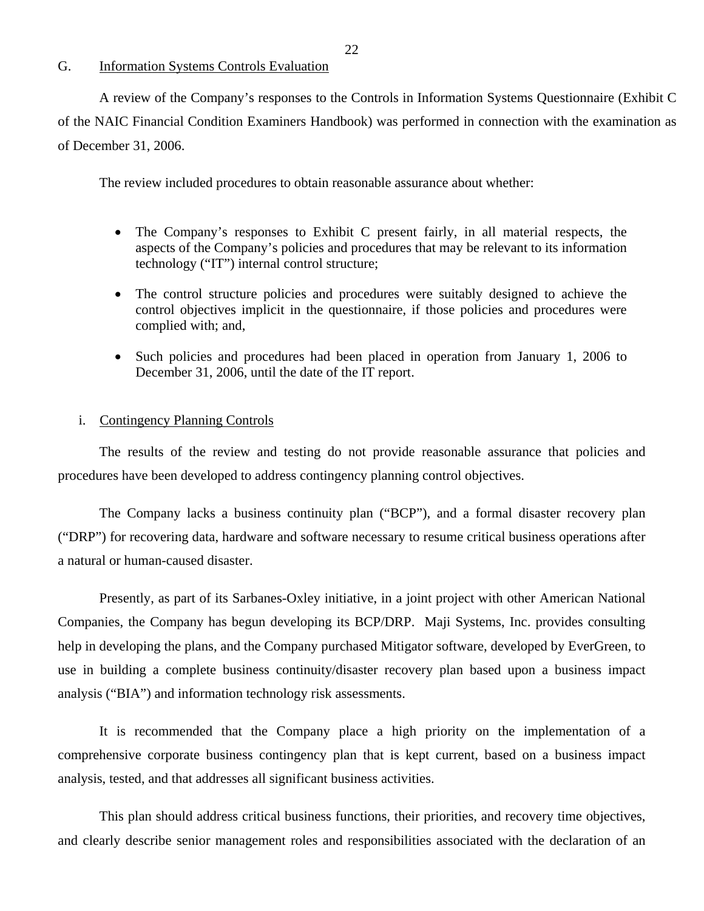## G. Information Systems Controls Evaluation

A review of the Company's responses to the Controls in Information Systems Questionnaire (Exhibit C of the NAIC Financial Condition Examiners Handbook) was performed in connection with the examination as of December 31, 2006.

The review included procedures to obtain reasonable assurance about whether:

- The Company's responses to Exhibit C present fairly, in all material respects, the aspects of the Company's policies and procedures that may be relevant to its information technology ("IT") internal control structure;
- The control structure policies and procedures were suitably designed to achieve the control objectives implicit in the questionnaire, if those policies and procedures were complied with; and,
- Such policies and procedures had been placed in operation from January 1, 2006 to December 31, 2006, until the date of the IT report.

### i. Contingency Planning Controls

The results of the review and testing do not provide reasonable assurance that policies and procedures have been developed to address contingency planning control objectives.

The Company lacks a business continuity plan ("BCP"), and a formal disaster recovery plan ("DRP") for recovering data, hardware and software necessary to resume critical business operations after a natural or human-caused disaster.

Presently, as part of its Sarbanes-Oxley initiative, in a joint project with other American National Companies, the Company has begun developing its BCP/DRP. Maji Systems, Inc. provides consulting help in developing the plans, and the Company purchased Mitigator software, developed by EverGreen, to use in building a complete business continuity/disaster recovery plan based upon a business impact analysis ("BIA") and information technology risk assessments.

It is recommended that the Company place a high priority on the implementation of a comprehensive corporate business contingency plan that is kept current, based on a business impact analysis, tested, and that addresses all significant business activities.

This plan should address critical business functions, their priorities, and recovery time objectives, and clearly describe senior management roles and responsibilities associated with the declaration of an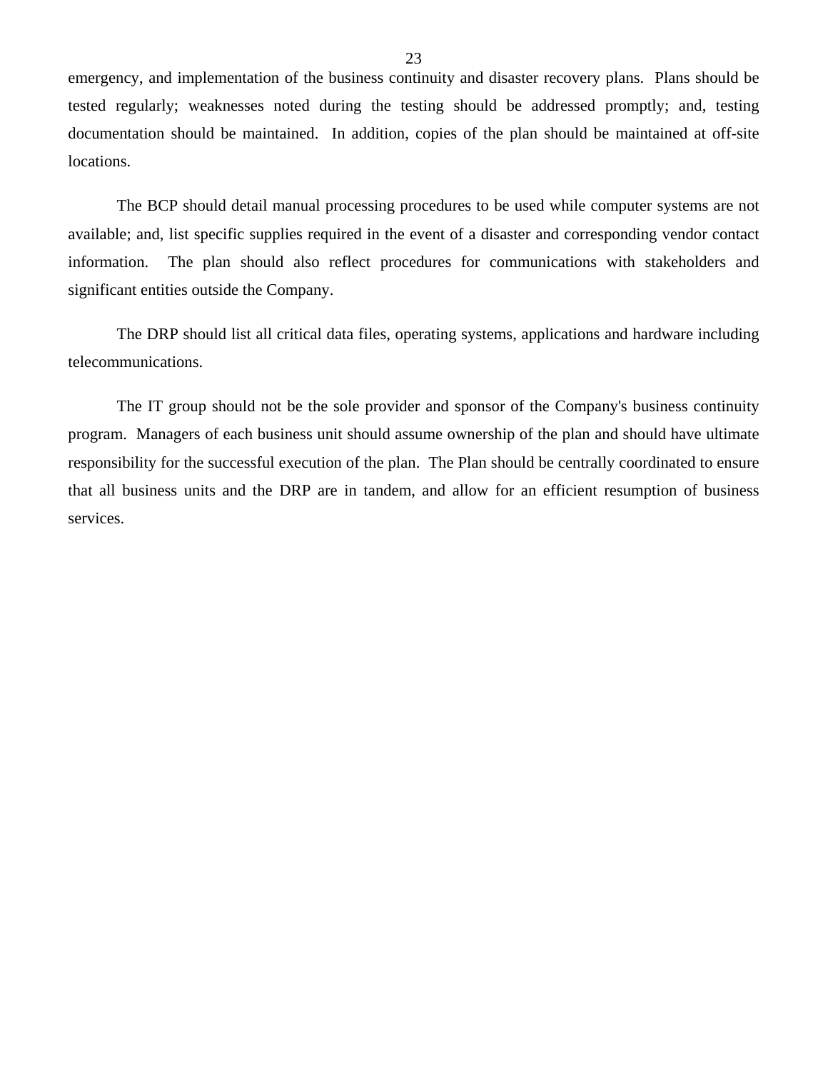emergency, and implementation of the business continuity and disaster recovery plans. Plans should be tested regularly; weaknesses noted during the testing should be addressed promptly; and, testing documentation should be maintained. In addition, copies of the plan should be maintained at off-site locations.

The BCP should detail manual processing procedures to be used while computer systems are not available; and, list specific supplies required in the event of a disaster and corresponding vendor contact information. The plan should also reflect procedures for communications with stakeholders and significant entities outside the Company.

The DRP should list all critical data files, operating systems, applications and hardware including telecommunications.

The IT group should not be the sole provider and sponsor of the Company's business continuity program. Managers of each business unit should assume ownership of the plan and should have ultimate responsibility for the successful execution of the plan. The Plan should be centrally coordinated to ensure that all business units and the DRP are in tandem, and allow for an efficient resumption of business services.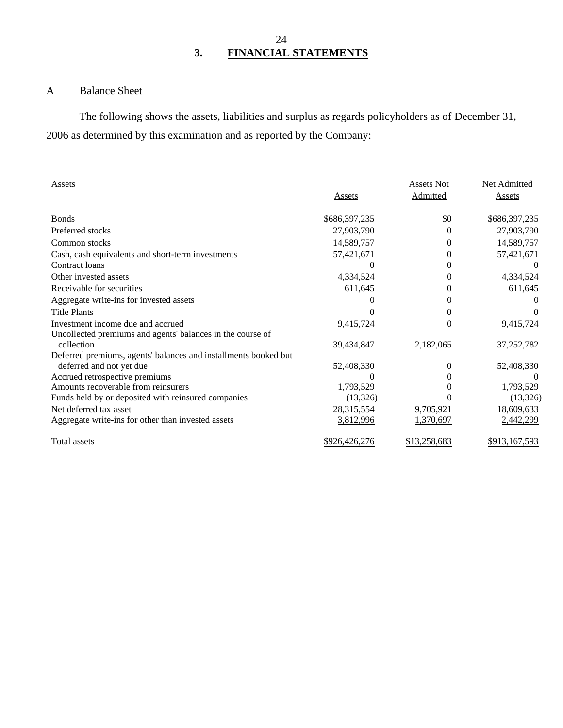## 3. FINANCIAL STATEMENTS

### A Balance Sheet

The following shows the assets, liabilities and surplus as regards policyholders as of December 31, 2006 as determined by this examination and as reported by the Company:

| Assets | Assets | Assets Not Admitted | Net Admitted Assets |
|---|---|---|---|
| Bonds | $686,397,235 | $0 | $686,397,235 |
| Preferred stocks | 27,903,790 | 0 | 27,903,790 |
| Common stocks | 14,589,757 | 0 | 14,589,757 |
| Cash, cash equivalents and short-term investments | 57,421,671 | 0 | 57,421,671 |
| Contract loans | 0 | 0 | 0 |
| Other invested assets | 4,334,524 | 0 | 4,334,524 |
| Receivable for securities | 611,645 | 0 | 611,645 |
| Aggregate write-ins for invested assets | 0 | 0 | 0 |
| Title Plants | 0 | 0 | 0 |
| Investment income due and accrued | 9,415,724 | 0 | 9,415,724 |
| Uncollected premiums and agents' balances in the course of collection | 39,434,847 | 2,182,065 | 37,252,782 |
| Deferred premiums, agents' balances and installments booked but deferred and not yet due | 52,408,330 | 0 | 52,408,330 |
| Accrued retrospective premiums | 0 | 0 | 0 |
| Amounts recoverable from reinsurers | 1,793,529 | 0 | 1,793,529 |
| Funds held by or deposited with reinsured companies | (13,326) | 0 | (13,326) |
| Net deferred tax asset | 28,315,554 | 9,705,921 | 18,609,633 |
| Aggregate write-ins for other than invested assets | 3,812,996 | 1,370,697 | 2,442,299 |
| Total assets | $926,426,276 | $13,258,683 | $913,167,593 |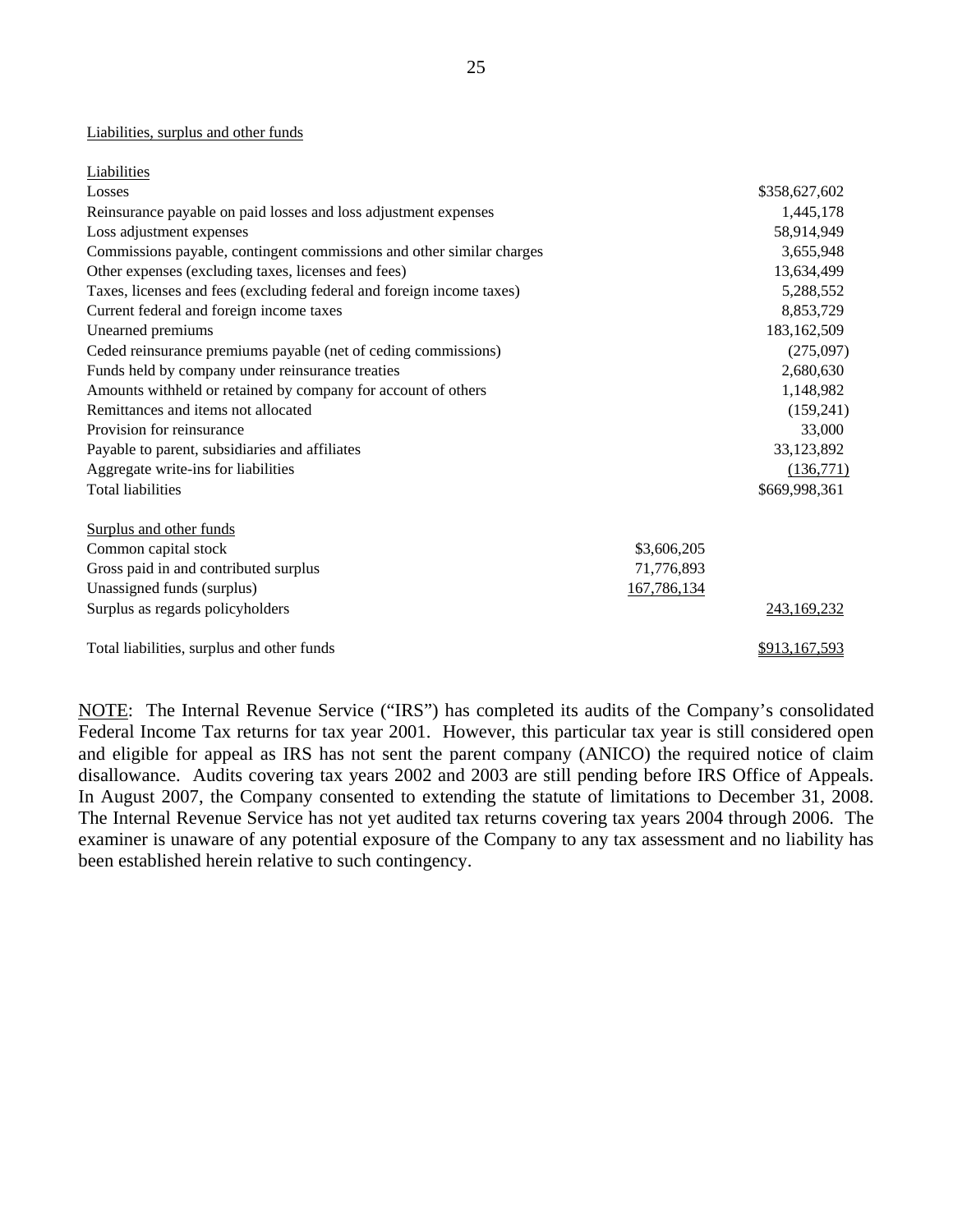Liabilities, surplus and other funds

| Liabilities | | |
|---|---|---|
| Losses | | $358,627,602 |
| Reinsurance payable on paid losses and loss adjustment expenses | | 1,445,178 |
| Loss adjustment expenses | | 58,914,949 |
| Commissions payable, contingent commissions and other similar charges | | 3,655,948 |
| Other expenses (excluding taxes, licenses and fees) | | 13,634,499 |
| Taxes, licenses and fees (excluding federal and foreign income taxes) | | 5,288,552 |
| Current federal and foreign income taxes | | 8,853,729 |
| Unearned premiums | | 183,162,509 |
| Ceded reinsurance premiums payable (net of ceding commissions) | | (275,097) |
| Funds held by company under reinsurance treaties | | 2,680,630 |
| Amounts withheld or retained by company for account of others | | 1,148,982 |
| Remittances and items not allocated | | (159,241) |
| Provision for reinsurance | | 33,000 |
| Payable to parent, subsidiaries and affiliates | | 33,123,892 |
| Aggregate write-ins for liabilities | | (136,771) |
| Total liabilities | | $669,998,361 |
| | | |
| Surplus and other funds | | |
| Common capital stock | $3,606,205 | |
| Gross paid in and contributed surplus | 71,776,893 | |
| Unassigned funds (surplus) | 167,786,134 | |
| Surplus as regards policyholders | | 243,169,232 |
| | | |
| Total liabilities, surplus and other funds | | $913,167,593 |

NOTE: The Internal Revenue Service ("IRS") has completed its audits of the Company's consolidated Federal Income Tax returns for tax year 2001. However, this particular tax year is still considered open and eligible for appeal as IRS has not sent the parent company (ANICO) the required notice of claim disallowance. Audits covering tax years 2002 and 2003 are still pending before IRS Office of Appeals. In August 2007, the Company consented to extending the statute of limitations to December 31, 2008. The Internal Revenue Service has not yet audited tax returns covering tax years 2004 through 2006. The examiner is unaware of any potential exposure of the Company to any tax assessment and no liability has been established herein relative to such contingency.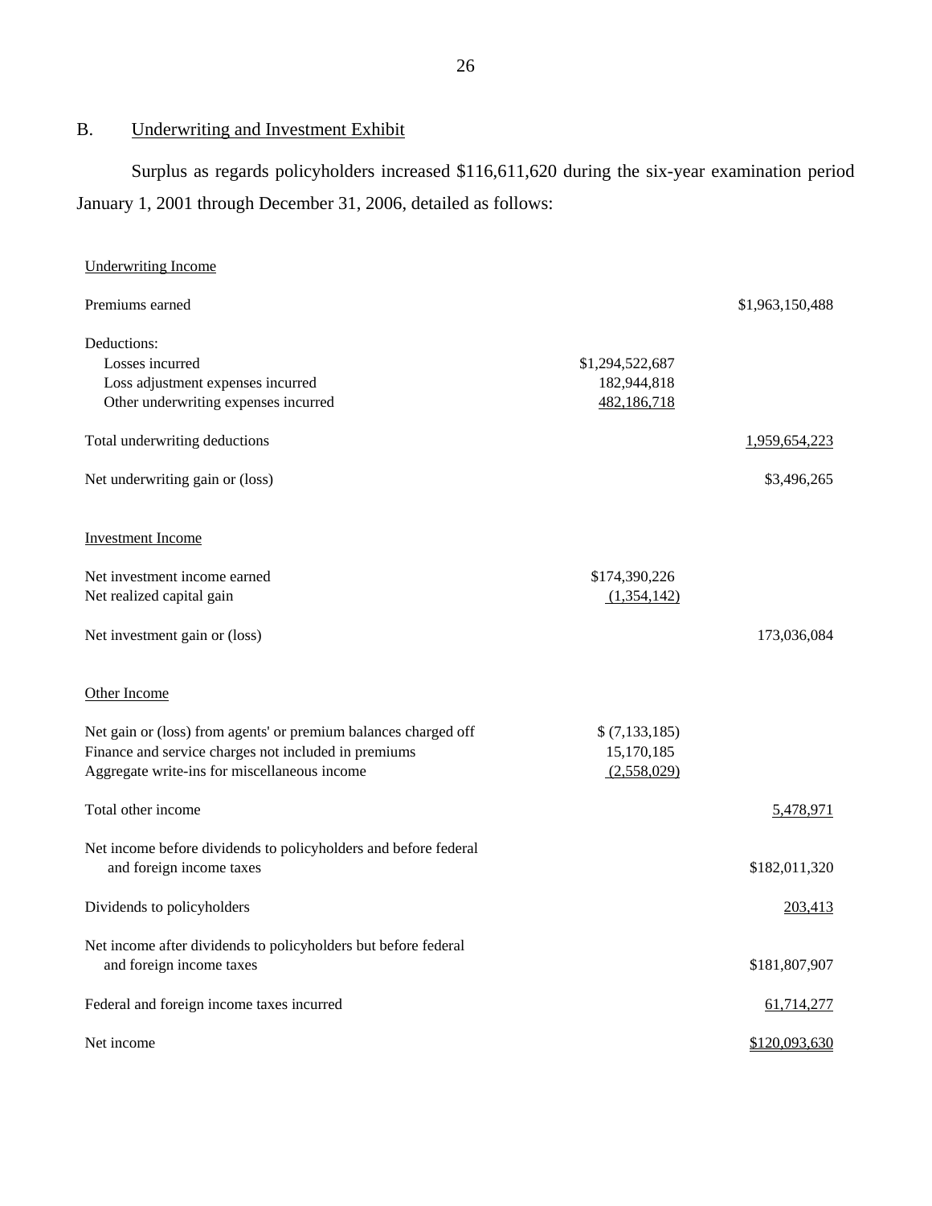## B. Underwriting and Investment Exhibit

Surplus as regards policyholders increased $116,611,620 during the six-year examination period January 1, 2001 through December 31, 2006, detailed as follows:

| | | |
|---|---|---|
| Underwriting Income | | |
| Premiums earned | | $1,963,150,488 |
| Deductions: | | |
| Losses incurred | $1,294,522,687 | |
| Loss adjustment expenses incurred | 182,944,818 | |
| Other underwriting expenses incurred | 482,186,718 | |
| Total underwriting deductions | | 1,959,654,223 |
| Net underwriting gain or (loss) | | $3,496,265 |
| Investment Income | | |
| Net investment income earned | $174,390,226 | |
| Net realized capital gain | (1,354,142) | |
| Net investment gain or (loss) | | 173,036,084 |
| Other Income | | |
| Net gain or (loss) from agents' or premium balances charged off | $ (7,133,185) | |
| Finance and service charges not included in premiums | 15,170,185 | |
| Aggregate write-ins for miscellaneous income | (2,558,029) | |
| Total other income | | 5,478,971 |
| Net income before dividends to policyholders and before federal and foreign income taxes | | $182,011,320 |
| Dividends to policyholders | | 203,413 |
| Net income after dividends to policyholders but before federal and foreign income taxes | | $181,807,907 |
| Federal and foreign income taxes incurred | | 61,714,277 |
| Net income | | $120,093,630 |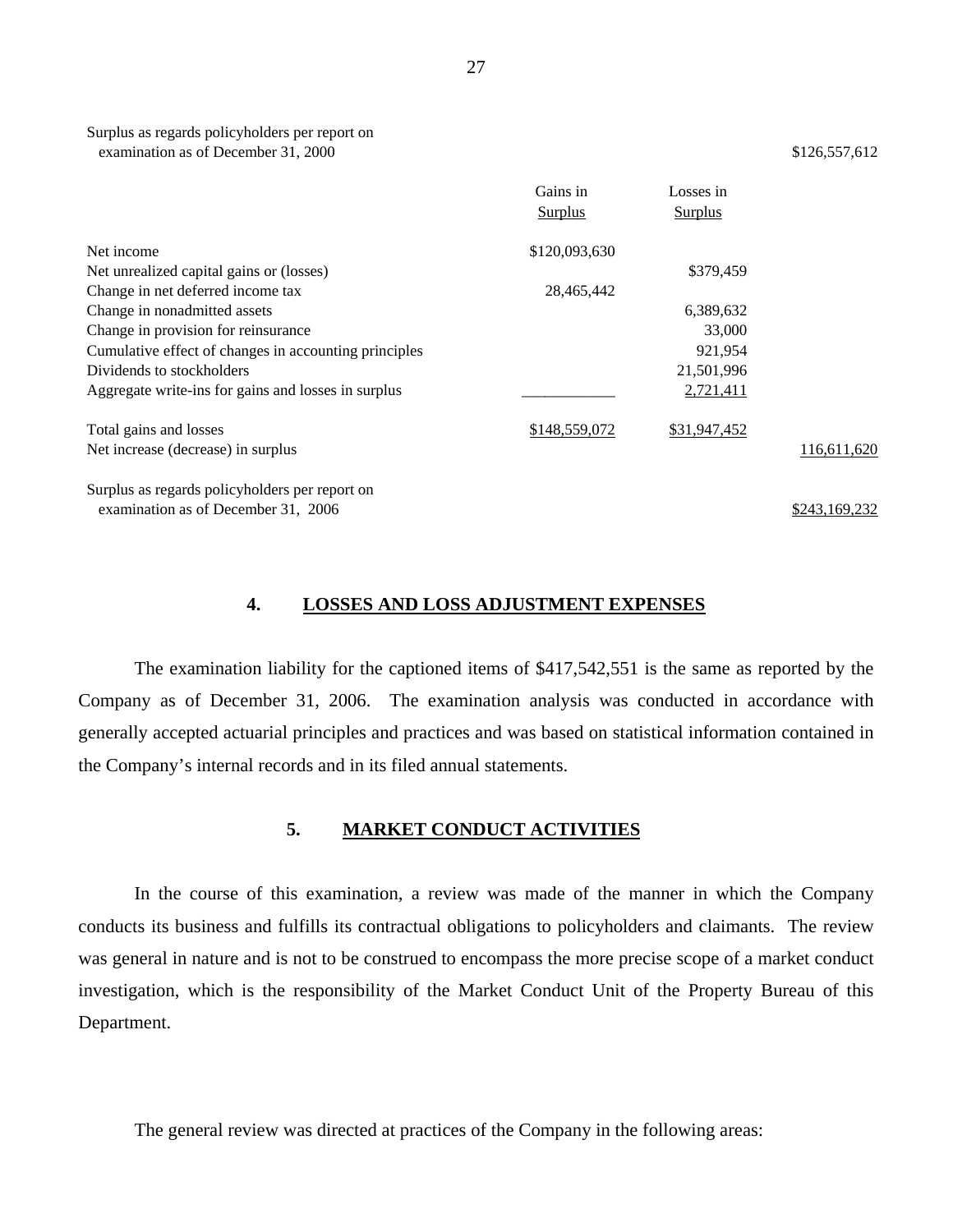| | Gains in Surplus | Losses in Surplus | |
|---|---|---|---|
| Surplus as regards policyholders per report on examination as of December 31, 2000 | | | $126,557,612 |
| Net income | $120,093,630 | | |
| Net unrealized capital gains or (losses) | | $379,459 | |
| Change in net deferred income tax | 28,465,442 | | |
| Change in nonadmitted assets | | 6,389,632 | |
| Change in provision for reinsurance | | 33,000 | |
| Cumulative effect of changes in accounting principles | | 921,954 | |
| Dividends to stockholders | | 21,501,996 | |
| Aggregate write-ins for gains and losses in surplus | | 2,721,411 | |
| Total gains and losses | $148,559,072 | $31,947,452 | |
| Net increase (decrease) in surplus | | | 116,611,620 |
| Surplus as regards policyholders per report on examination as of December 31, 2006 | | | $243,169,232 |

## 4. LOSSES AND LOSS ADJUSTMENT EXPENSES

The examination liability for the captioned items of $417,542,551 is the same as reported by the Company as of December 31, 2006. The examination analysis was conducted in accordance with generally accepted actuarial principles and practices and was based on statistical information contained in the Company's internal records and in its filed annual statements.

## 5. MARKET CONDUCT ACTIVITIES

In the course of this examination, a review was made of the manner in which the Company conducts its business and fulfills its contractual obligations to policyholders and claimants. The review was general in nature and is not to be construed to encompass the more precise scope of a market conduct investigation, which is the responsibility of the Market Conduct Unit of the Property Bureau of this Department.

The general review was directed at practices of the Company in the following areas: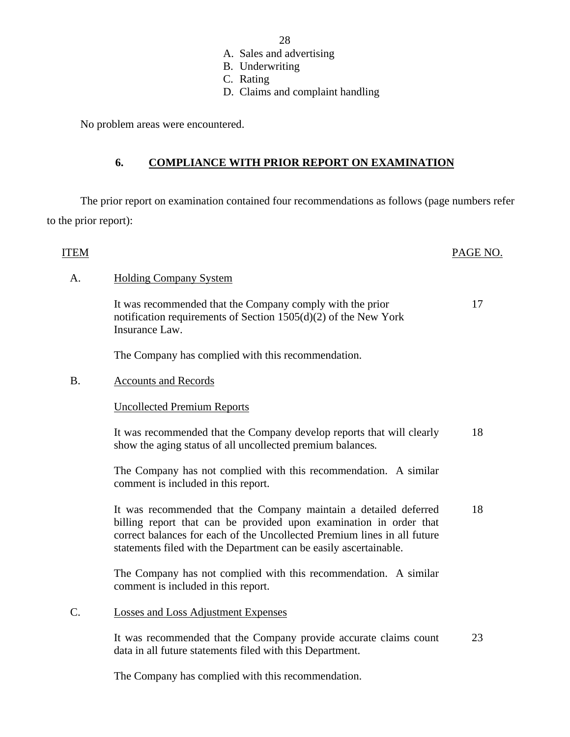A. Sales and advertising
B. Underwriting
C. Rating
D. Claims and complaint handling

No problem areas were encountered.

## 6. COMPLIANCE WITH PRIOR REPORT ON EXAMINATION

The prior report on examination contained four recommendations as follows (page numbers refer to the prior report):

| ITEM | | PAGE NO. |
|---|---|---|
| A. | Holding Company System | |
| | It was recommended that the Company comply with the prior notification requirements of Section 1505(d)(2) of the New York Insurance Law. | 17 |
| | The Company has complied with this recommendation. | |
| B. | Accounts and Records | |
| | Uncollected Premium Reports | |
| | It was recommended that the Company develop reports that will clearly show the aging status of all uncollected premium balances. | 18 |
| | The Company has not complied with this recommendation. A similar comment is included in this report. | |
| | It was recommended that the Company maintain a detailed deferred billing report that can be provided upon examination in order that correct balances for each of the Uncollected Premium lines in all future statements filed with the Department can be easily ascertainable. | 18 |
| | The Company has not complied with this recommendation. A similar comment is included in this report. | |
| C. | Losses and Loss Adjustment Expenses | |
| | It was recommended that the Company provide accurate claims count data in all future statements filed with this Department. | 23 |
| | The Company has complied with this recommendation. | |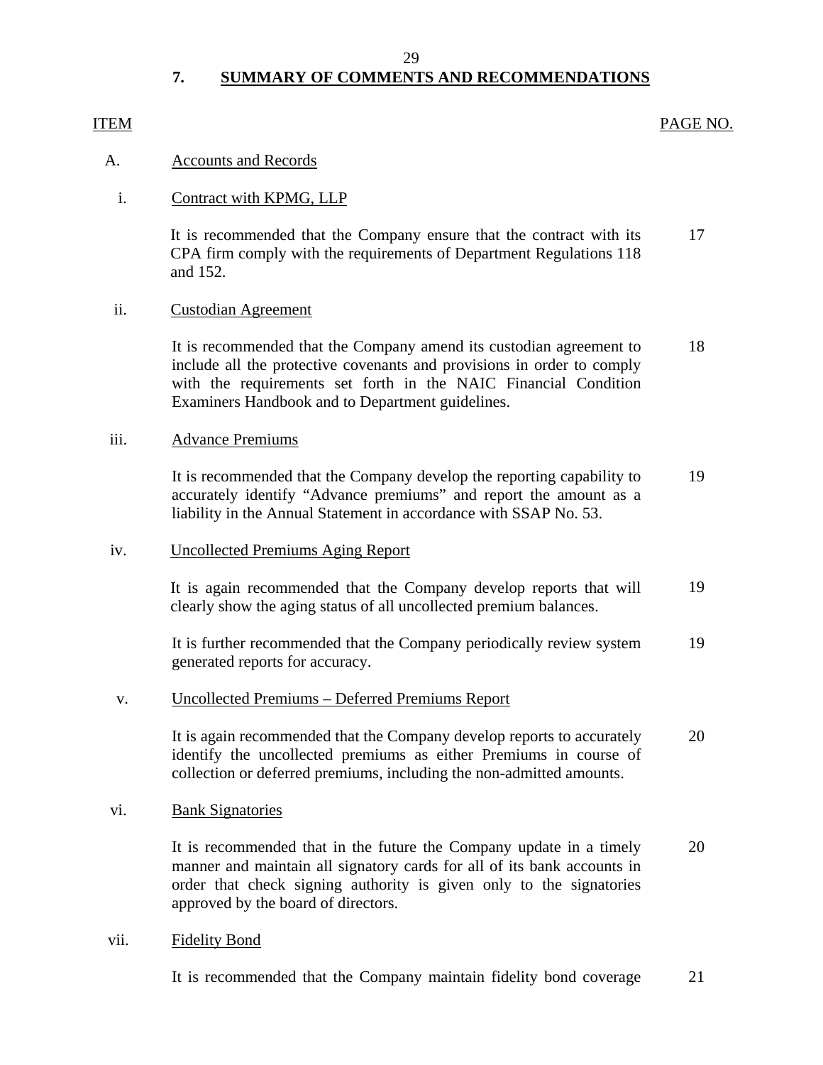## 7. SUMMARY OF COMMENTS AND RECOMMENDATIONS

| ITEM | | PAGE NO. |
|---|---|---|
| A. | Accounts and Records | |
| i. | Contract with KPMG, LLP | |
| | It is recommended that the Company ensure that the contract with its CPA firm comply with the requirements of Department Regulations 118 and 152. | 17 |
| ii. | Custodian Agreement | |
| | It is recommended that the Company amend its custodian agreement to include all the protective covenants and provisions in order to comply with the requirements set forth in the NAIC Financial Condition Examiners Handbook and to Department guidelines. | 18 |
| iii. | Advance Premiums | |
| | It is recommended that the Company develop the reporting capability to accurately identify "Advance premiums" and report the amount as a liability in the Annual Statement in accordance with SSAP No. 53. | 19 |
| iv. | Uncollected Premiums Aging Report | |
| | It is again recommended that the Company develop reports that will clearly show the aging status of all uncollected premium balances. | 19 |
| | It is further recommended that the Company periodically review system generated reports for accuracy. | 19 |
| v. | Uncollected Premiums – Deferred Premiums Report | |
| | It is again recommended that the Company develop reports to accurately identify the uncollected premiums as either Premiums in course of collection or deferred premiums, including the non-admitted amounts. | 20 |
| vi. | Bank Signatories | |
| | It is recommended that in the future the Company update in a timely manner and maintain all signatory cards for all of its bank accounts in order that check signing authority is given only to the signatories approved by the board of directors. | 20 |
| vii. | Fidelity Bond | |
| | It is recommended that the Company maintain fidelity bond coverage | 21 |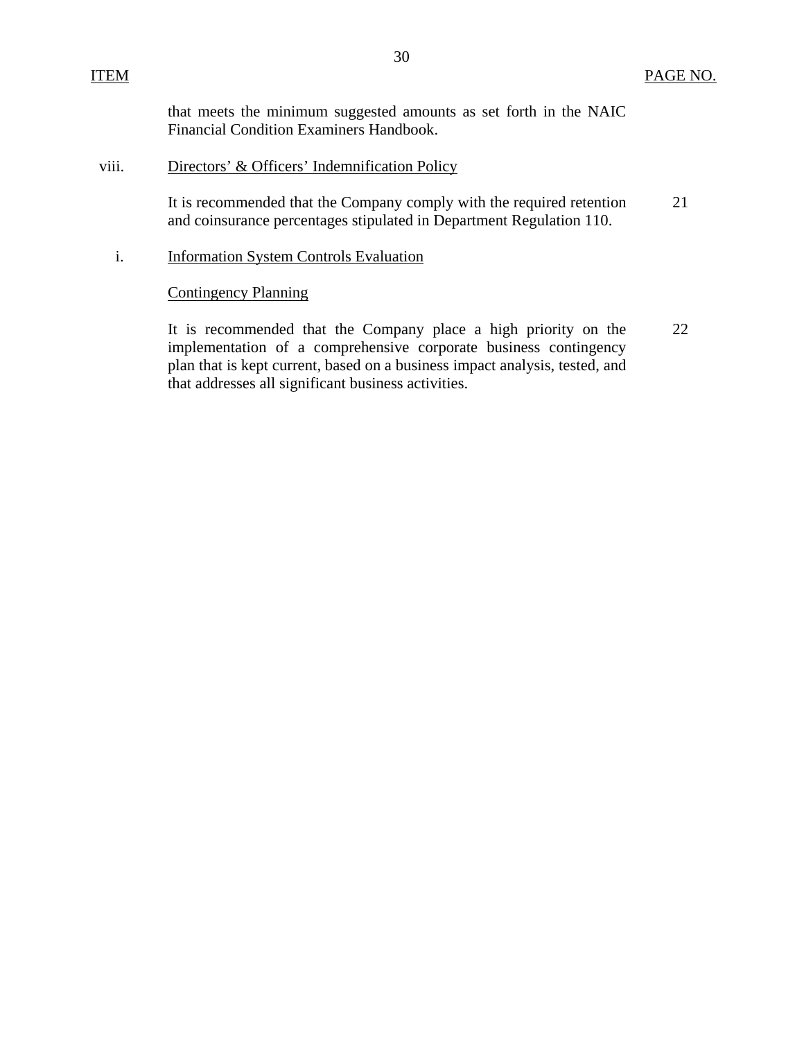| ITEM | | PAGE NO. |
|---|---|---|
| | that meets the minimum suggested amounts as set forth in the NAIC Financial Condition Examiners Handbook. | |
| viii. | Directors' & Officers' Indemnification Policy | |
| | It is recommended that the Company comply with the required retention and coinsurance percentages stipulated in Department Regulation 110. | 21 |
| i. | Information System Controls Evaluation | |
| | Contingency Planning | |
| | It is recommended that the Company place a high priority on the implementation of a comprehensive corporate business contingency plan that is kept current, based on a business impact analysis, tested, and that addresses all significant business activities. | 22 |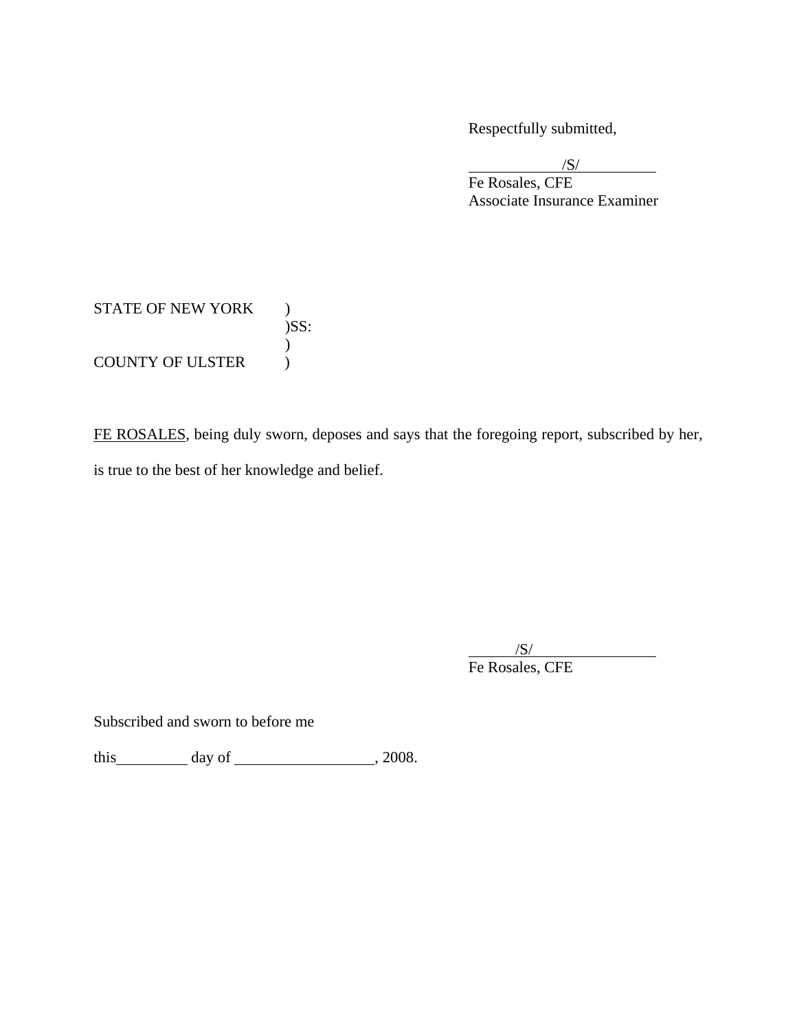Respectfully submitted,

/S/
Fe Rosales, CFE
Associate Insurance Examiner

STATE OF NEW YORK )
)SS:
)
COUNTY OF ULSTER )

FE ROSALES, being duly sworn, deposes and says that the foregoing report, subscribed by her, is true to the best of her knowledge and belief.

/S/
Fe Rosales, CFE

Subscribed and sworn to before me

this\_\_\_\_\_\_\_\_\_ day of \_\_\_\_\_\_\_\_\_\_\_\_\_\_\_\_\_\_, 2008.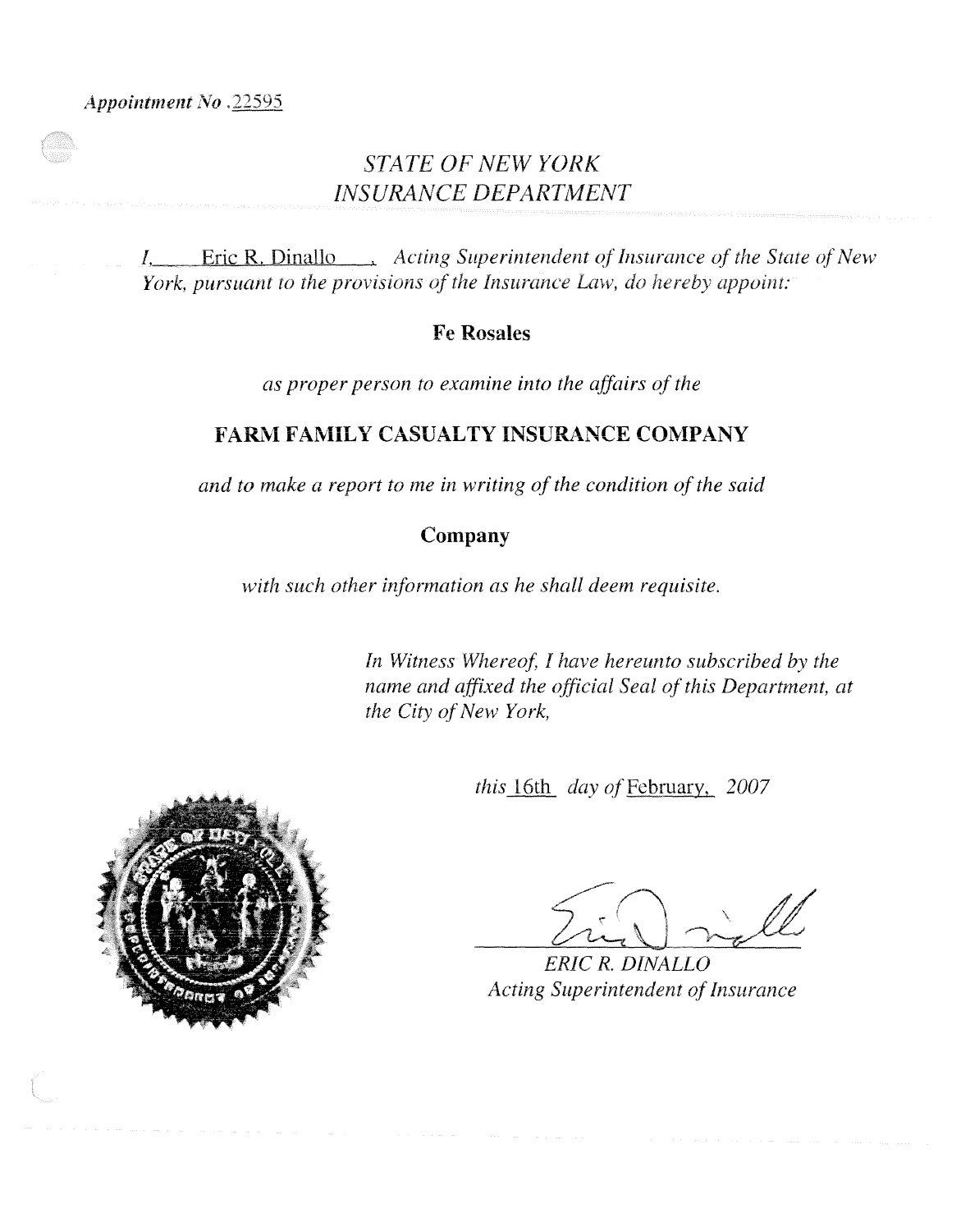*Appointment No* .22595

## *STATE OF NEW YORK*
## *INSURANCE DEPARTMENT*

*I,* Eric R. Dinallo *, Acting Superintendent of Insurance of the State of New York, pursuant to the provisions of the Insurance Law, do hereby appoint:*

**Fe Rosales**

*as proper person to examine into the affairs of the*

**FARM FAMILY CASUALTY INSURANCE COMPANY**

*and to make a report to me in writing of the condition of the said*

**Company**

*with such other information as he shall deem requisite.*

*In Witness Whereof, I have hereunto subscribed by the name and affixed the official Seal of this Department, at the City of New York,*

*this* 16th *day of* February, *2007*

*ERIC R. DINALLO*
*Acting Superintendent of Insurance*